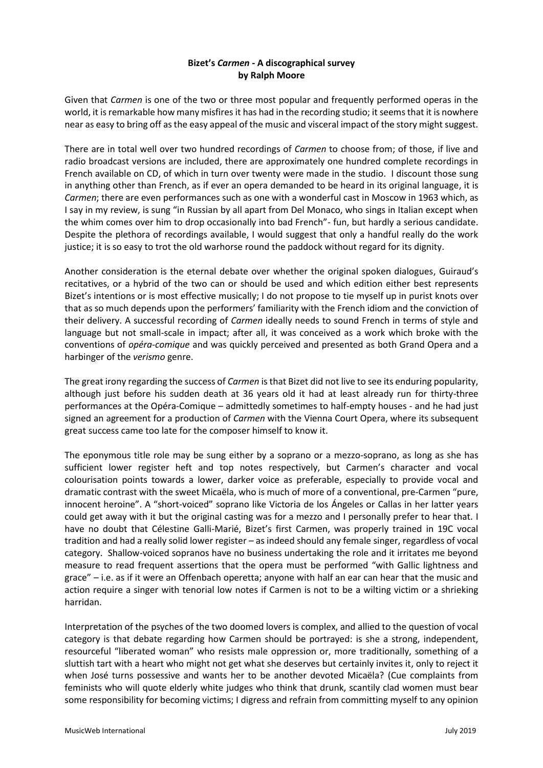**Bizet's *Carmen* - A discographical survey**
**by Ralph Moore**

Given that *Carmen* is one of the two or three most popular and frequently performed operas in the world, it is remarkable how many misfires it has had in the recording studio; it seems that it is nowhere near as easy to bring off as the easy appeal of the music and visceral impact of the story might suggest.

There are in total well over two hundred recordings of *Carmen* to choose from; of those, if live and radio broadcast versions are included, there are approximately one hundred complete recordings in French available on CD, of which in turn over twenty were made in the studio. I discount those sung in anything other than French, as if ever an opera demanded to be heard in its original language, it is *Carmen*; there are even performances such as one with a wonderful cast in Moscow in 1963 which, as I say in my review, is sung "in Russian by all apart from Del Monaco, who sings in Italian except when the whim comes over him to drop occasionally into bad French"- fun, but hardly a serious candidate. Despite the plethora of recordings available, I would suggest that only a handful really do the work justice; it is so easy to trot the old warhorse round the paddock without regard for its dignity.

Another consideration is the eternal debate over whether the original spoken dialogues, Guiraud's recitatives, or a hybrid of the two can or should be used and which edition either best represents Bizet's intentions or is most effective musically; I do not propose to tie myself up in purist knots over that as so much depends upon the performers' familiarity with the French idiom and the conviction of their delivery. A successful recording of *Carmen* ideally needs to sound French in terms of style and language but not small-scale in impact; after all, it was conceived as a work which broke with the conventions of *opéra-comique* and was quickly perceived and presented as both Grand Opera and a harbinger of the *verismo* genre.

The great irony regarding the success of *Carmen* is that Bizet did not live to see its enduring popularity, although just before his sudden death at 36 years old it had at least already run for thirty-three performances at the Opéra-Comique – admittedly sometimes to half-empty houses - and he had just signed an agreement for a production of *Carmen* with the Vienna Court Opera, where its subsequent great success came too late for the composer himself to know it.

The eponymous title role may be sung either by a soprano or a mezzo-soprano, as long as she has sufficient lower register heft and top notes respectively, but Carmen's character and vocal colourisation points towards a lower, darker voice as preferable, especially to provide vocal and dramatic contrast with the sweet Micaëla, who is much of more of a conventional, pre-Carmen "pure, innocent heroine". A "short-voiced" soprano like Victoria de los Ángeles or Callas in her latter years could get away with it but the original casting was for a mezzo and I personally prefer to hear that. I have no doubt that Célestine Galli-Marié, Bizet's first Carmen, was properly trained in 19C vocal tradition and had a really solid lower register – as indeed should any female singer, regardless of vocal category. Shallow-voiced sopranos have no business undertaking the role and it irritates me beyond measure to read frequent assertions that the opera must be performed "with Gallic lightness and grace" – i.e. as if it were an Offenbach operetta; anyone with half an ear can hear that the music and action require a singer with tenorial low notes if Carmen is not to be a wilting victim or a shrieking harridan.

Interpretation of the psyches of the two doomed lovers is complex, and allied to the question of vocal category is that debate regarding how Carmen should be portrayed: is she a strong, independent, resourceful "liberated woman" who resists male oppression or, more traditionally, something of a sluttish tart with a heart who might not get what she deserves but certainly invites it, only to reject it when José turns possessive and wants her to be another devoted Micaëla? (Cue complaints from feminists who will quote elderly white judges who think that drunk, scantily clad women must bear some responsibility for becoming victims; I digress and refrain from committing myself to any opinion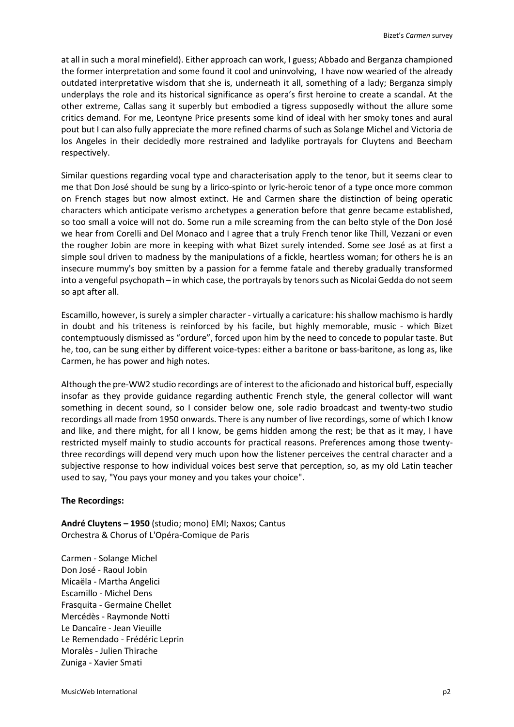at all in such a moral minefield). Either approach can work, I guess; Abbado and Berganza championed the former interpretation and some found it cool and uninvolving, I have now wearied of the already outdated interpretative wisdom that she is, underneath it all, something of a lady; Berganza simply underplays the role and its historical significance as opera's first heroine to create a scandal. At the other extreme, Callas sang it superbly but embodied a tigress supposedly without the allure some critics demand. For me, Leontyne Price presents some kind of ideal with her smoky tones and aural pout but I can also fully appreciate the more refined charms of such as Solange Michel and Victoria de los Angeles in their decidedly more restrained and ladylike portrayals for Cluytens and Beecham respectively.

Similar questions regarding vocal type and characterisation apply to the tenor, but it seems clear to me that Don José should be sung by a lirico-spinto or lyric-heroic tenor of a type once more common on French stages but now almost extinct. He and Carmen share the distinction of being operatic characters which anticipate verismo archetypes a generation before that genre became established, so too small a voice will not do. Some run a mile screaming from the can belto style of the Don José we hear from Corelli and Del Monaco and I agree that a truly French tenor like Thill, Vezzani or even the rougher Jobin are more in keeping with what Bizet surely intended. Some see José as at first a simple soul driven to madness by the manipulations of a fickle, heartless woman; for others he is an insecure mummy's boy smitten by a passion for a femme fatale and thereby gradually transformed into a vengeful psychopath – in which case, the portrayals by tenors such as Nicolai Gedda do not seem so apt after all.

Escamillo, however, is surely a simpler character - virtually a caricature: his shallow machismo is hardly in doubt and his triteness is reinforced by his facile, but highly memorable, music - which Bizet contemptuously dismissed as "ordure", forced upon him by the need to concede to popular taste. But he, too, can be sung either by different voice-types: either a baritone or bass-baritone, as long as, like Carmen, he has power and high notes.

Although the pre-WW2 studio recordings are of interest to the aficionado and historical buff, especially insofar as they provide guidance regarding authentic French style, the general collector will want something in decent sound, so I consider below one, sole radio broadcast and twenty-two studio recordings all made from 1950 onwards. There is any number of live recordings, some of which I know and like, and there might, for all I know, be gems hidden among the rest; be that as it may, I have restricted myself mainly to studio accounts for practical reasons. Preferences among those twenty-three recordings will depend very much upon how the listener perceives the central character and a subjective response to how individual voices best serve that perception, so, as my old Latin teacher used to say, "You pays your money and you takes your choice".

**The Recordings:**

**André Cluytens – 1950** (studio; mono) EMI; Naxos; Cantus
Orchestra & Chorus of L'Opéra-Comique de Paris

Carmen - Solange Michel
Don José - Raoul Jobin
Micaëla - Martha Angelici
Escamillo - Michel Dens
Frasquita - Germaine Chellet
Mercédès - Raymonde Notti
Le Dancaïre - Jean Vieuille
Le Remendado - Frédéric Leprin
Moralès - Julien Thirache
Zuniga - Xavier Smati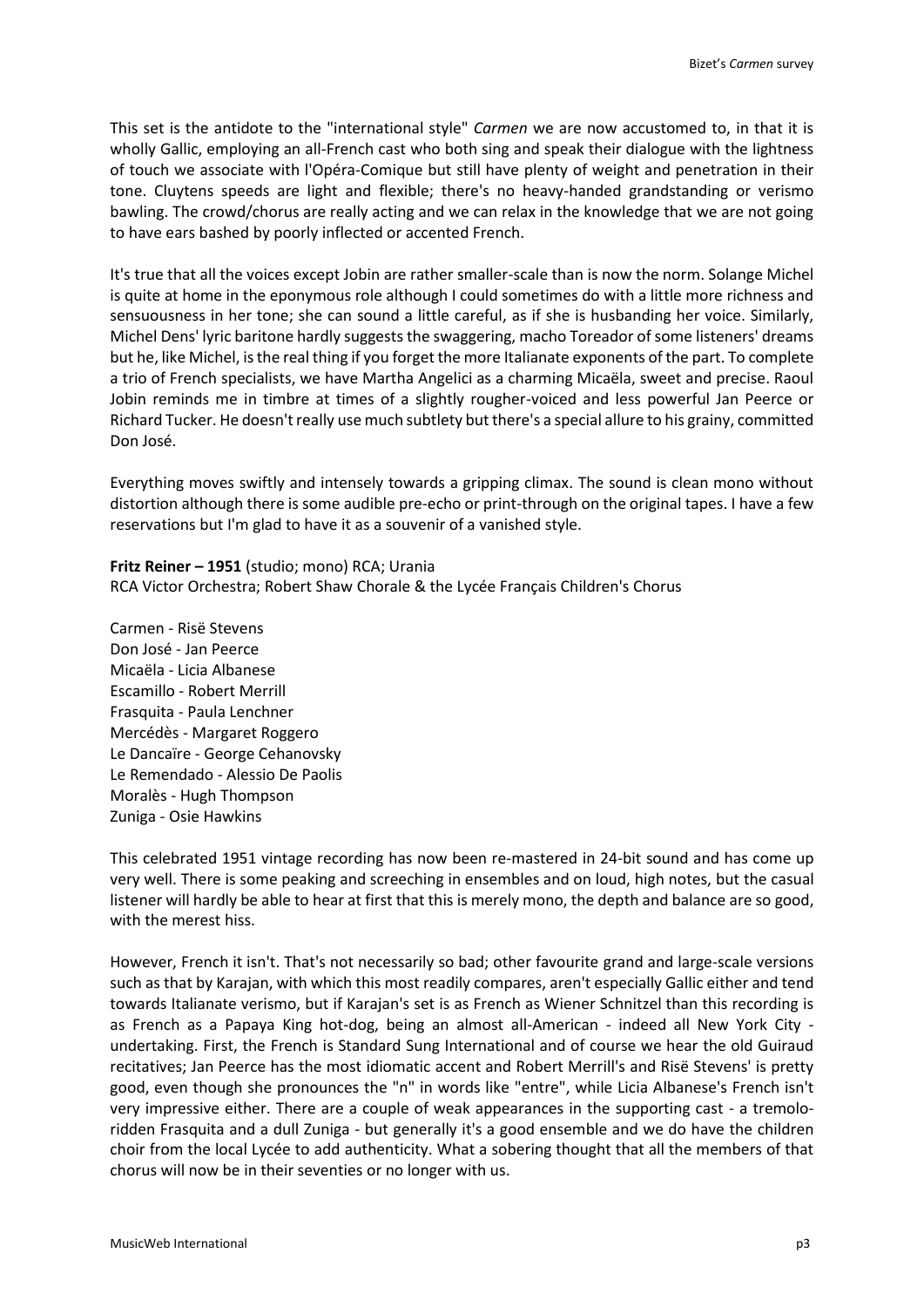This set is the antidote to the "international style" *Carmen* we are now accustomed to, in that it is wholly Gallic, employing an all-French cast who both sing and speak their dialogue with the lightness of touch we associate with l'Opéra-Comique but still have plenty of weight and penetration in their tone. Cluytens speeds are light and flexible; there's no heavy-handed grandstanding or verismo bawling. The crowd/chorus are really acting and we can relax in the knowledge that we are not going to have ears bashed by poorly inflected or accented French.

It's true that all the voices except Jobin are rather smaller-scale than is now the norm. Solange Michel is quite at home in the eponymous role although I could sometimes do with a little more richness and sensuousness in her tone; she can sound a little careful, as if she is husbanding her voice. Similarly, Michel Dens' lyric baritone hardly suggests the swaggering, macho Toreador of some listeners' dreams but he, like Michel, is the real thing if you forget the more Italianate exponents of the part. To complete a trio of French specialists, we have Martha Angelici as a charming Micaëla, sweet and precise. Raoul Jobin reminds me in timbre at times of a slightly rougher-voiced and less powerful Jan Peerce or Richard Tucker. He doesn't really use much subtlety but there's a special allure to his grainy, committed Don José.

Everything moves swiftly and intensely towards a gripping climax. The sound is clean mono without distortion although there is some audible pre-echo or print-through on the original tapes. I have a few reservations but I'm glad to have it as a souvenir of a vanished style.

**Fritz Reiner – 1951** (studio; mono) RCA; Urania
RCA Victor Orchestra; Robert Shaw Chorale & the Lycée Français Children's Chorus

Carmen - Risë Stevens
Don José - Jan Peerce
Micaëla - Licia Albanese
Escamillo - Robert Merrill
Frasquita - Paula Lenchner
Mercédès - Margaret Roggero
Le Dancaïre - George Cehanovsky
Le Remendado - Alessio De Paolis
Moralès - Hugh Thompson
Zuniga - Osie Hawkins

This celebrated 1951 vintage recording has now been re-mastered in 24-bit sound and has come up very well. There is some peaking and screeching in ensembles and on loud, high notes, but the casual listener will hardly be able to hear at first that this is merely mono, the depth and balance are so good, with the merest hiss.

However, French it isn't. That's not necessarily so bad; other favourite grand and large-scale versions such as that by Karajan, with which this most readily compares, aren't especially Gallic either and tend towards Italianate verismo, but if Karajan's set is as French as Wiener Schnitzel than this recording is as French as a Papaya King hot-dog, being an almost all-American - indeed all New York City - undertaking. First, the French is Standard Sung International and of course we hear the old Guiraud recitatives; Jan Peerce has the most idiomatic accent and Robert Merrill's and Risë Stevens' is pretty good, even though she pronounces the "n" in words like "entre", while Licia Albanese's French isn't very impressive either. There are a couple of weak appearances in the supporting cast - a tremolo-ridden Frasquita and a dull Zuniga - but generally it's a good ensemble and we do have the children choir from the local Lycée to add authenticity. What a sobering thought that all the members of that chorus will now be in their seventies or no longer with us.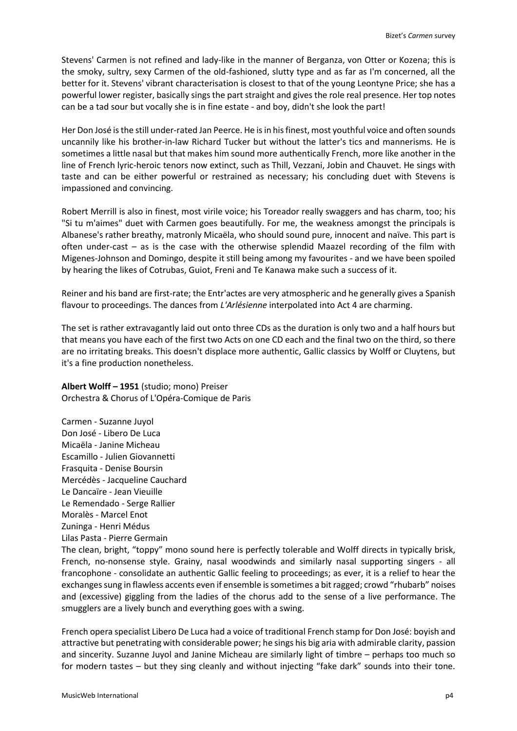Stevens' Carmen is not refined and lady-like in the manner of Berganza, von Otter or Kozena; this is the smoky, sultry, sexy Carmen of the old-fashioned, slutty type and as far as I'm concerned, all the better for it. Stevens' vibrant characterisation is closest to that of the young Leontyne Price; she has a powerful lower register, basically sings the part straight and gives the role real presence. Her top notes can be a tad sour but vocally she is in fine estate - and boy, didn't she look the part!

Her Don José is the still under-rated Jan Peerce. He is in his finest, most youthful voice and often sounds uncannily like his brother-in-law Richard Tucker but without the latter's tics and mannerisms. He is sometimes a little nasal but that makes him sound more authentically French, more like another in the line of French lyric-heroic tenors now extinct, such as Thill, Vezzani, Jobin and Chauvet. He sings with taste and can be either powerful or restrained as necessary; his concluding duet with Stevens is impassioned and convincing.

Robert Merrill is also in finest, most virile voice; his Toreador really swaggers and has charm, too; his "Si tu m'aimes" duet with Carmen goes beautifully. For me, the weakness amongst the principals is Albanese's rather breathy, matronly Micaëla, who should sound pure, innocent and naïve. This part is often under-cast – as is the case with the otherwise splendid Maazel recording of the film with Migenes-Johnson and Domingo, despite it still being among my favourites - and we have been spoiled by hearing the likes of Cotrubas, Guiot, Freni and Te Kanawa make such a success of it.

Reiner and his band are first-rate; the Entr'actes are very atmospheric and he generally gives a Spanish flavour to proceedings. The dances from *L'Arlésienne* interpolated into Act 4 are charming.

The set is rather extravagantly laid out onto three CDs as the duration is only two and a half hours but that means you have each of the first two Acts on one CD each and the final two on the third, so there are no irritating breaks. This doesn't displace more authentic, Gallic classics by Wolff or Cluytens, but it's a fine production nonetheless.

**Albert Wolff – 1951** (studio; mono) Preiser
Orchestra & Chorus of L'Opéra-Comique de Paris

Carmen - Suzanne Juyol
Don José - Libero De Luca
Micaëla - Janine Micheau
Escamillo - Julien Giovannetti
Frasquita - Denise Boursin
Mercédès - Jacqueline Cauchard
Le Dancaïre - Jean Vieuille
Le Remendado - Serge Rallier
Moralès - Marcel Enot
Zuninga - Henri Médus
Lilas Pasta - Pierre Germain

The clean, bright, "toppy" mono sound here is perfectly tolerable and Wolff directs in typically brisk, French, no-nonsense style. Grainy, nasal woodwinds and similarly nasal supporting singers - all francophone - consolidate an authentic Gallic feeling to proceedings; as ever, it is a relief to hear the exchanges sung in flawless accents even if ensemble is sometimes a bit ragged; crowd "rhubarb" noises and (excessive) giggling from the ladies of the chorus add to the sense of a live performance. The smugglers are a lively bunch and everything goes with a swing.

French opera specialist Libero De Luca had a voice of traditional French stamp for Don José: boyish and attractive but penetrating with considerable power; he sings his big aria with admirable clarity, passion and sincerity. Suzanne Juyol and Janine Micheau are similarly light of timbre – perhaps too much so for modern tastes – but they sing cleanly and without injecting "fake dark" sounds into their tone.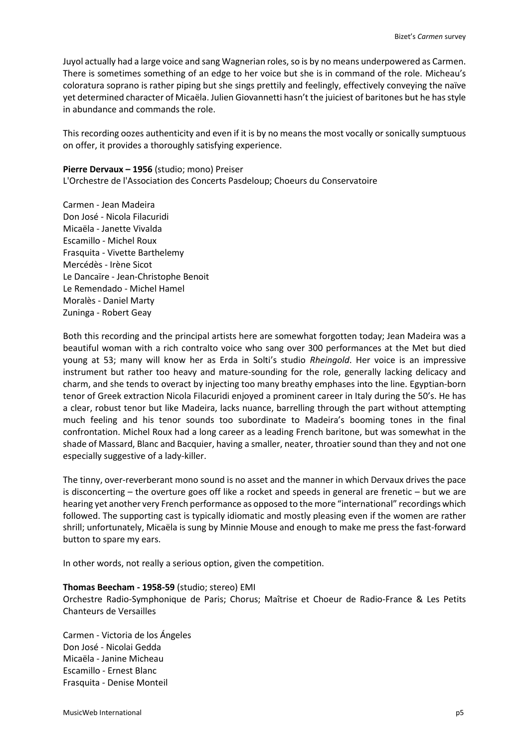Juyol actually had a large voice and sang Wagnerian roles, so is by no means underpowered as Carmen. There is sometimes something of an edge to her voice but she is in command of the role. Micheau's coloratura soprano is rather piping but she sings prettily and feelingly, effectively conveying the naïve yet determined character of Micaëla. Julien Giovannetti hasn't the juiciest of baritones but he has style in abundance and commands the role.

This recording oozes authenticity and even if it is by no means the most vocally or sonically sumptuous on offer, it provides a thoroughly satisfying experience.

**Pierre Dervaux – 1956** (studio; mono) Preiser
L'Orchestre de l'Association des Concerts Pasdeloup; Choeurs du Conservatoire

Carmen - Jean Madeira
Don José - Nicola Filacuridi
Micaëla - Janette Vivalda
Escamillo - Michel Roux
Frasquita - Vivette Barthelemy
Mercédès - Irène Sicot
Le Dancaïre - Jean-Christophe Benoit
Le Remendado - Michel Hamel
Moralès - Daniel Marty
Zuninga - Robert Geay

Both this recording and the principal artists here are somewhat forgotten today; Jean Madeira was a beautiful woman with a rich contralto voice who sang over 300 performances at the Met but died young at 53; many will know her as Erda in Solti's studio *Rheingold*. Her voice is an impressive instrument but rather too heavy and mature-sounding for the role, generally lacking delicacy and charm, and she tends to overact by injecting too many breathy emphases into the line. Egyptian-born tenor of Greek extraction Nicola Filacuridi enjoyed a prominent career in Italy during the 50's. He has a clear, robust tenor but like Madeira, lacks nuance, barrelling through the part without attempting much feeling and his tenor sounds too subordinate to Madeira's booming tones in the final confrontation. Michel Roux had a long career as a leading French baritone, but was somewhat in the shade of Massard, Blanc and Bacquier, having a smaller, neater, throatier sound than they and not one especially suggestive of a lady-killer.

The tinny, over-reverberant mono sound is no asset and the manner in which Dervaux drives the pace is disconcerting – the overture goes off like a rocket and speeds in general are frenetic – but we are hearing yet another very French performance as opposed to the more "international" recordings which followed. The supporting cast is typically idiomatic and mostly pleasing even if the women are rather shrill; unfortunately, Micaëla is sung by Minnie Mouse and enough to make me press the fast-forward button to spare my ears.

In other words, not really a serious option, given the competition.

**Thomas Beecham - 1958-59** (studio; stereo) EMI
Orchestre Radio-Symphonique de Paris; Chorus; Maîtrise et Choeur de Radio-France & Les Petits Chanteurs de Versailles

Carmen - Victoria de los Ángeles
Don José - Nicolai Gedda
Micaëla - Janine Micheau
Escamillo - Ernest Blanc
Frasquita - Denise Monteil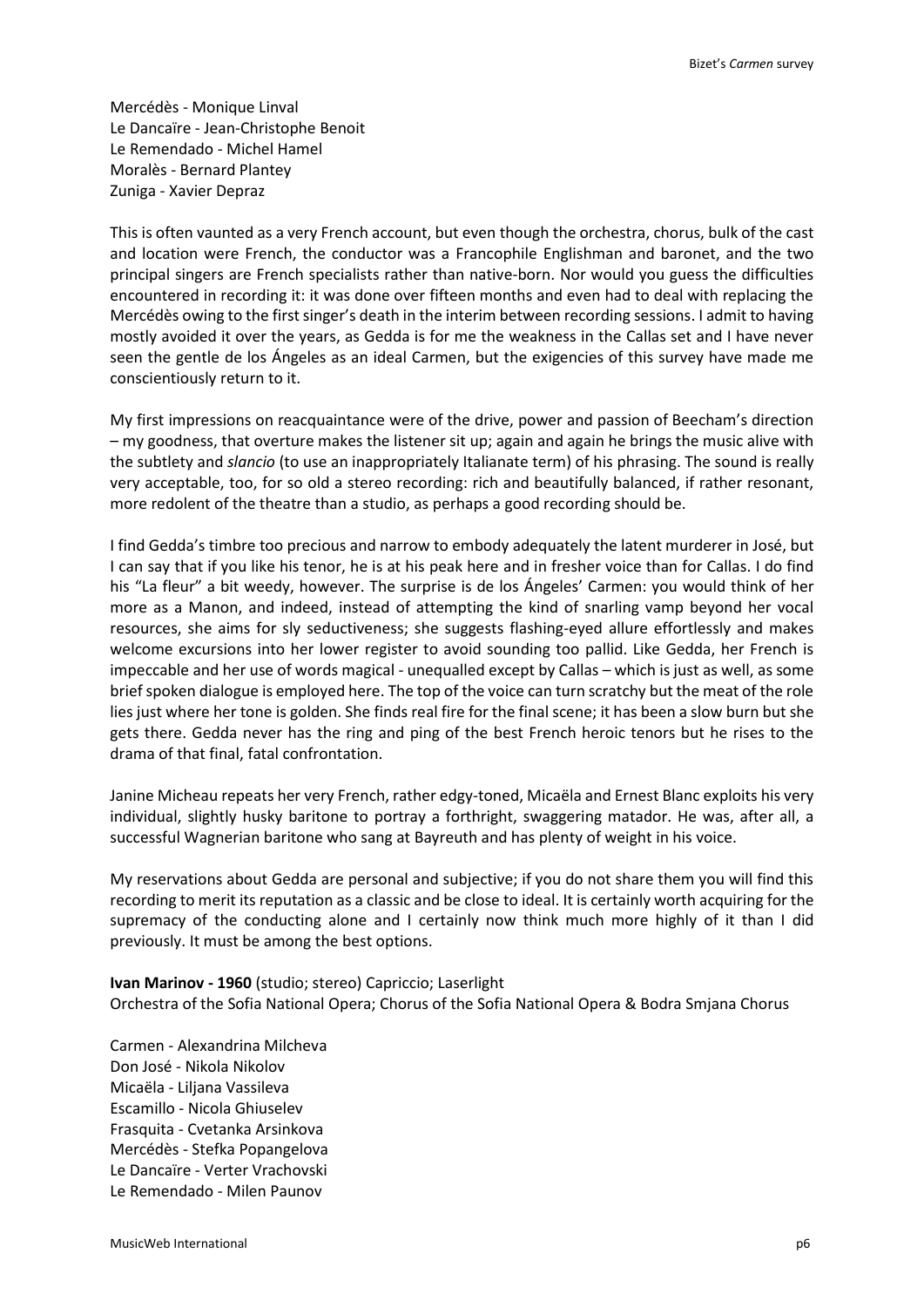Mercédès - Monique Linval
Le Dancaïre - Jean-Christophe Benoit
Le Remendado - Michel Hamel
Moralès - Bernard Plantey
Zuniga - Xavier Depraz

This is often vaunted as a very French account, but even though the orchestra, chorus, bulk of the cast and location were French, the conductor was a Francophile Englishman and baronet, and the two principal singers are French specialists rather than native-born. Nor would you guess the difficulties encountered in recording it: it was done over fifteen months and even had to deal with replacing the Mercédès owing to the first singer's death in the interim between recording sessions. I admit to having mostly avoided it over the years, as Gedda is for me the weakness in the Callas set and I have never seen the gentle de los Ángeles as an ideal Carmen, but the exigencies of this survey have made me conscientiously return to it.

My first impressions on reacquaintance were of the drive, power and passion of Beecham's direction – my goodness, that overture makes the listener sit up; again and again he brings the music alive with the subtlety and *slancio* (to use an inappropriately Italianate term) of his phrasing. The sound is really very acceptable, too, for so old a stereo recording: rich and beautifully balanced, if rather resonant, more redolent of the theatre than a studio, as perhaps a good recording should be.

I find Gedda's timbre too precious and narrow to embody adequately the latent murderer in José, but I can say that if you like his tenor, he is at his peak here and in fresher voice than for Callas. I do find his "La fleur" a bit weedy, however. The surprise is de los Ángeles' Carmen: you would think of her more as a Manon, and indeed, instead of attempting the kind of snarling vamp beyond her vocal resources, she aims for sly seductiveness; she suggests flashing-eyed allure effortlessly and makes welcome excursions into her lower register to avoid sounding too pallid. Like Gedda, her French is impeccable and her use of words magical - unequalled except by Callas – which is just as well, as some brief spoken dialogue is employed here. The top of the voice can turn scratchy but the meat of the role lies just where her tone is golden. She finds real fire for the final scene; it has been a slow burn but she gets there. Gedda never has the ring and ping of the best French heroic tenors but he rises to the drama of that final, fatal confrontation.

Janine Micheau repeats her very French, rather edgy-toned, Micaëla and Ernest Blanc exploits his very individual, slightly husky baritone to portray a forthright, swaggering matador. He was, after all, a successful Wagnerian baritone who sang at Bayreuth and has plenty of weight in his voice.

My reservations about Gedda are personal and subjective; if you do not share them you will find this recording to merit its reputation as a classic and be close to ideal. It is certainly worth acquiring for the supremacy of the conducting alone and I certainly now think much more highly of it than I did previously. It must be among the best options.

**Ivan Marinov - 1960** (studio; stereo) Capriccio; Laserlight
Orchestra of the Sofia National Opera; Chorus of the Sofia National Opera & Bodra Smjana Chorus

Carmen - Alexandrina Milcheva
Don José - Nikola Nikolov
Micaëla - Liljana Vassileva
Escamillo - Nicola Ghiuselev
Frasquita - Cvetanka Arsinkova
Mercédès - Stefka Popangelova
Le Dancaïre - Verter Vrachovski
Le Remendado - Milen Paunov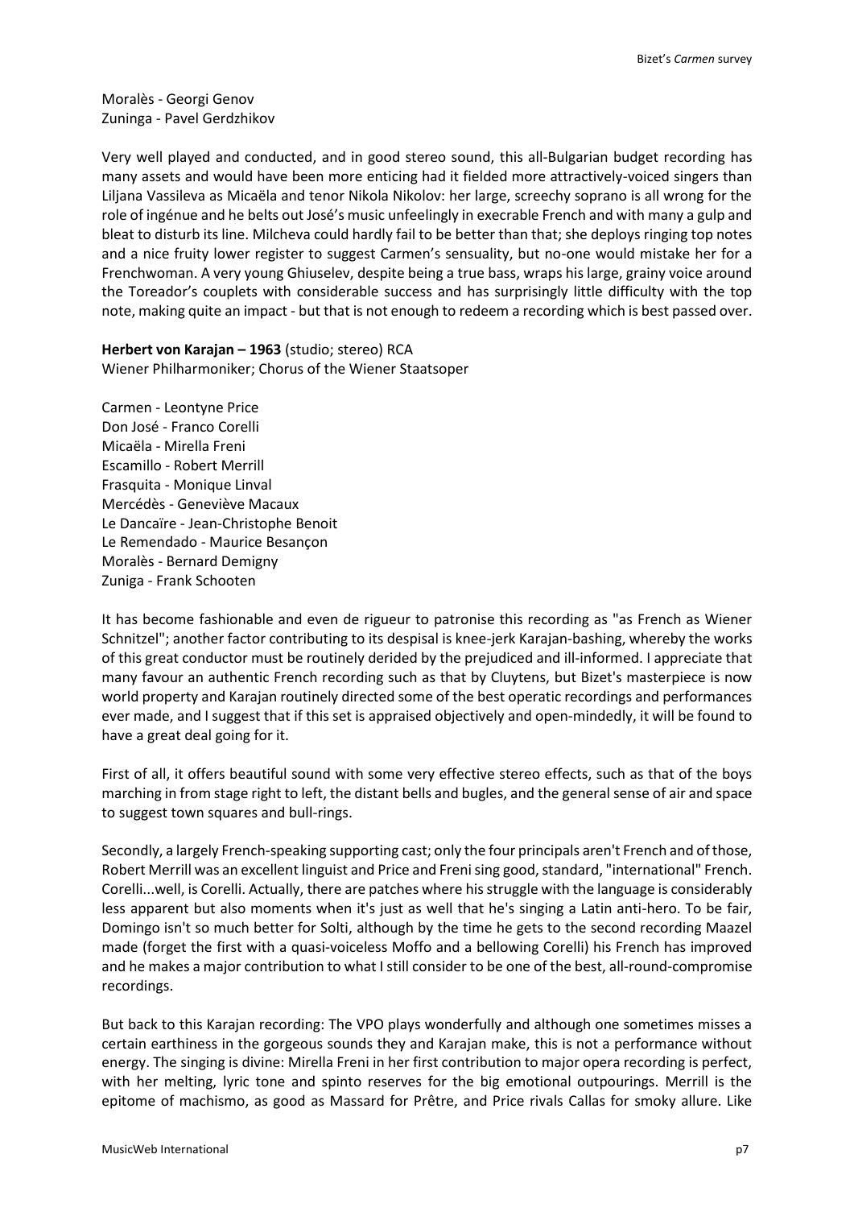Moralès - Georgi Genov
Zuninga - Pavel Gerdzhikov

Very well played and conducted, and in good stereo sound, this all-Bulgarian budget recording has many assets and would have been more enticing had it fielded more attractively-voiced singers than Liljana Vassileva as Micaëla and tenor Nikola Nikolov: her large, screechy soprano is all wrong for the role of ingénue and he belts out José's music unfeelingly in execrable French and with many a gulp and bleat to disturb its line. Milcheva could hardly fail to be better than that; she deploys ringing top notes and a nice fruity lower register to suggest Carmen's sensuality, but no-one would mistake her for a Frenchwoman. A very young Ghiuselev, despite being a true bass, wraps his large, grainy voice around the Toreador's couplets with considerable success and has surprisingly little difficulty with the top note, making quite an impact - but that is not enough to redeem a recording which is best passed over.

**Herbert von Karajan – 1963** (studio; stereo) RCA
Wiener Philharmoniker; Chorus of the Wiener Staatsoper

Carmen - Leontyne Price
Don José - Franco Corelli
Micaëla - Mirella Freni
Escamillo - Robert Merrill
Frasquita - Monique Linval
Mercédès - Geneviève Macaux
Le Dancaïre - Jean-Christophe Benoit
Le Remendado - Maurice Besançon
Moralès - Bernard Demigny
Zuniga - Frank Schooten

It has become fashionable and even de rigueur to patronise this recording as "as French as Wiener Schnitzel"; another factor contributing to its despisal is knee-jerk Karajan-bashing, whereby the works of this great conductor must be routinely derided by the prejudiced and ill-informed. I appreciate that many favour an authentic French recording such as that by Cluytens, but Bizet's masterpiece is now world property and Karajan routinely directed some of the best operatic recordings and performances ever made, and I suggest that if this set is appraised objectively and open-mindedly, it will be found to have a great deal going for it.

First of all, it offers beautiful sound with some very effective stereo effects, such as that of the boys marching in from stage right to left, the distant bells and bugles, and the general sense of air and space to suggest town squares and bull-rings.

Secondly, a largely French-speaking supporting cast; only the four principals aren't French and of those, Robert Merrill was an excellent linguist and Price and Freni sing good, standard, "international" French. Corelli...well, is Corelli. Actually, there are patches where his struggle with the language is considerably less apparent but also moments when it's just as well that he's singing a Latin anti-hero. To be fair, Domingo isn't so much better for Solti, although by the time he gets to the second recording Maazel made (forget the first with a quasi-voiceless Moffo and a bellowing Corelli) his French has improved and he makes a major contribution to what I still consider to be one of the best, all-round-compromise recordings.

But back to this Karajan recording: The VPO plays wonderfully and although one sometimes misses a certain earthiness in the gorgeous sounds they and Karajan make, this is not a performance without energy. The singing is divine: Mirella Freni in her first contribution to major opera recording is perfect, with her melting, lyric tone and spinto reserves for the big emotional outpourings. Merrill is the epitome of machismo, as good as Massard for Prêtre, and Price rivals Callas for smoky allure. Like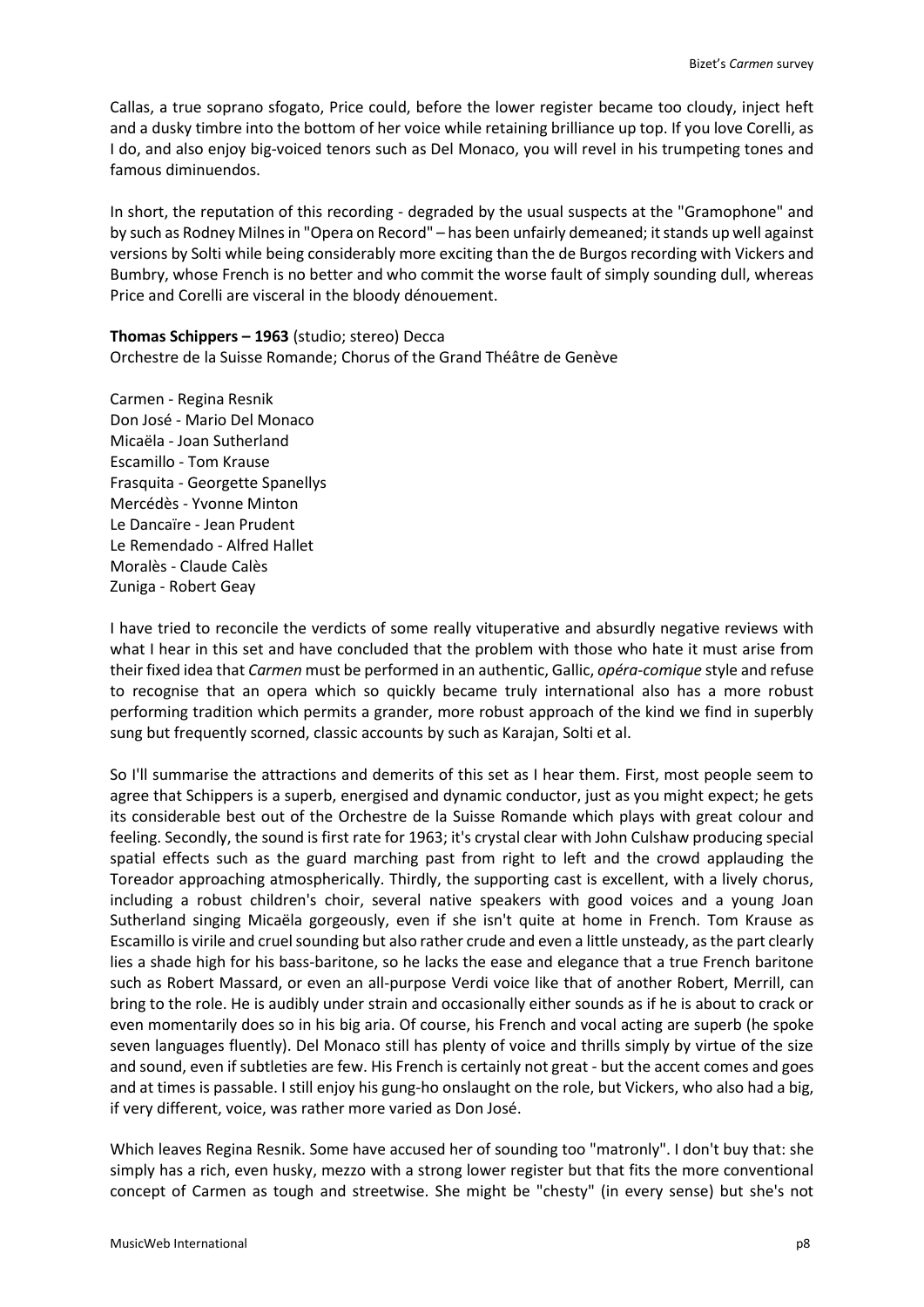Callas, a true soprano sfogato, Price could, before the lower register became too cloudy, inject heft and a dusky timbre into the bottom of her voice while retaining brilliance up top. If you love Corelli, as I do, and also enjoy big-voiced tenors such as Del Monaco, you will revel in his trumpeting tones and famous diminuendos.

In short, the reputation of this recording - degraded by the usual suspects at the "Gramophone" and by such as Rodney Milnes in "Opera on Record" – has been unfairly demeaned; it stands up well against versions by Solti while being considerably more exciting than the de Burgos recording with Vickers and Bumbry, whose French is no better and who commit the worse fault of simply sounding dull, whereas Price and Corelli are visceral in the bloody dénouement.

**Thomas Schippers – 1963** (studio; stereo) Decca
Orchestre de la Suisse Romande; Chorus of the Grand Théâtre de Genève

Carmen - Regina Resnik
Don José - Mario Del Monaco
Micaëla - Joan Sutherland
Escamillo - Tom Krause
Frasquita - Georgette Spanellys
Mercédès - Yvonne Minton
Le Dancaïre - Jean Prudent
Le Remendado - Alfred Hallet
Moralès - Claude Calès
Zuniga - Robert Geay

I have tried to reconcile the verdicts of some really vituperative and absurdly negative reviews with what I hear in this set and have concluded that the problem with those who hate it must arise from their fixed idea that *Carmen* must be performed in an authentic, Gallic, *opéra-comique* style and refuse to recognise that an opera which so quickly became truly international also has a more robust performing tradition which permits a grander, more robust approach of the kind we find in superbly sung but frequently scorned, classic accounts by such as Karajan, Solti et al.

So I'll summarise the attractions and demerits of this set as I hear them. First, most people seem to agree that Schippers is a superb, energised and dynamic conductor, just as you might expect; he gets its considerable best out of the Orchestre de la Suisse Romande which plays with great colour and feeling. Secondly, the sound is first rate for 1963; it's crystal clear with John Culshaw producing special spatial effects such as the guard marching past from right to left and the crowd applauding the Toreador approaching atmospherically. Thirdly, the supporting cast is excellent, with a lively chorus, including a robust children's choir, several native speakers with good voices and a young Joan Sutherland singing Micaëla gorgeously, even if she isn't quite at home in French. Tom Krause as Escamillo is virile and cruel sounding but also rather crude and even a little unsteady, as the part clearly lies a shade high for his bass-baritone, so he lacks the ease and elegance that a true French baritone such as Robert Massard, or even an all-purpose Verdi voice like that of another Robert, Merrill, can bring to the role. He is audibly under strain and occasionally either sounds as if he is about to crack or even momentarily does so in his big aria. Of course, his French and vocal acting are superb (he spoke seven languages fluently). Del Monaco still has plenty of voice and thrills simply by virtue of the size and sound, even if subtleties are few. His French is certainly not great - but the accent comes and goes and at times is passable. I still enjoy his gung-ho onslaught on the role, but Vickers, who also had a big, if very different, voice, was rather more varied as Don José.

Which leaves Regina Resnik. Some have accused her of sounding too "matronly". I don't buy that: she simply has a rich, even husky, mezzo with a strong lower register but that fits the more conventional concept of Carmen as tough and streetwise. She might be "chesty" (in every sense) but she's not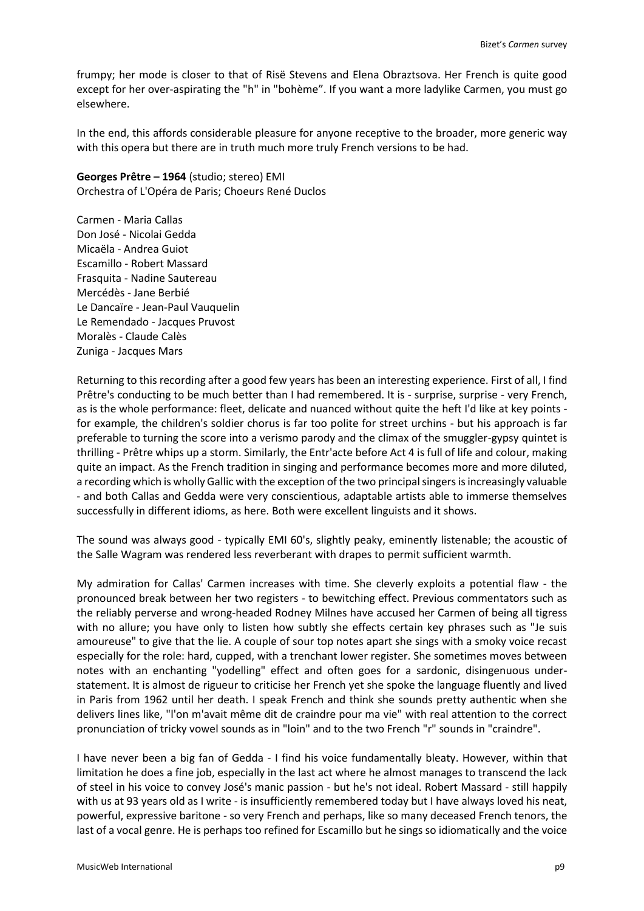frumpy; her mode is closer to that of Risë Stevens and Elena Obraztsova. Her French is quite good except for her over-aspirating the "h" in "bohème". If you want a more ladylike Carmen, you must go elsewhere.

In the end, this affords considerable pleasure for anyone receptive to the broader, more generic way with this opera but there are in truth much more truly French versions to be had.

**Georges Prêtre – 1964** (studio; stereo) EMI
Orchestra of L'Opéra de Paris; Choeurs René Duclos

Carmen - Maria Callas
Don José - Nicolai Gedda
Micaëla - Andrea Guiot
Escamillo - Robert Massard
Frasquita - Nadine Sautereau
Mercédès - Jane Berbié
Le Dancaïre - Jean-Paul Vauquelin
Le Remendado - Jacques Pruvost
Moralès - Claude Calès
Zuniga - Jacques Mars

Returning to this recording after a good few years has been an interesting experience. First of all, I find Prêtre's conducting to be much better than I had remembered. It is - surprise, surprise - very French, as is the whole performance: fleet, delicate and nuanced without quite the heft I'd like at key points - for example, the children's soldier chorus is far too polite for street urchins - but his approach is far preferable to turning the score into a verismo parody and the climax of the smuggler-gypsy quintet is thrilling - Prêtre whips up a storm. Similarly, the Entr'acte before Act 4 is full of life and colour, making quite an impact. As the French tradition in singing and performance becomes more and more diluted, a recording which is wholly Gallic with the exception of the two principal singers is increasingly valuable - and both Callas and Gedda were very conscientious, adaptable artists able to immerse themselves successfully in different idioms, as here. Both were excellent linguists and it shows.

The sound was always good - typically EMI 60's, slightly peaky, eminently listenable; the acoustic of the Salle Wagram was rendered less reverberant with drapes to permit sufficient warmth.

My admiration for Callas' Carmen increases with time. She cleverly exploits a potential flaw - the pronounced break between her two registers - to bewitching effect. Previous commentators such as the reliably perverse and wrong-headed Rodney Milnes have accused her Carmen of being all tigress with no allure; you have only to listen how subtly she effects certain key phrases such as "Je suis amoureuse" to give that the lie. A couple of sour top notes apart she sings with a smoky voice recast especially for the role: hard, cupped, with a trenchant lower register. She sometimes moves between notes with an enchanting "yodelling" effect and often goes for a sardonic, disingenuous under-statement. It is almost de rigueur to criticise her French yet she spoke the language fluently and lived in Paris from 1962 until her death. I speak French and think she sounds pretty authentic when she delivers lines like, "l'on m'avait même dit de craindre pour ma vie" with real attention to the correct pronunciation of tricky vowel sounds as in "loin" and to the two French "r" sounds in "craindre".

I have never been a big fan of Gedda - I find his voice fundamentally bleaty. However, within that limitation he does a fine job, especially in the last act where he almost manages to transcend the lack of steel in his voice to convey José's manic passion - but he's not ideal. Robert Massard - still happily with us at 93 years old as I write - is insufficiently remembered today but I have always loved his neat, powerful, expressive baritone - so very French and perhaps, like so many deceased French tenors, the last of a vocal genre. He is perhaps too refined for Escamillo but he sings so idiomatically and the voice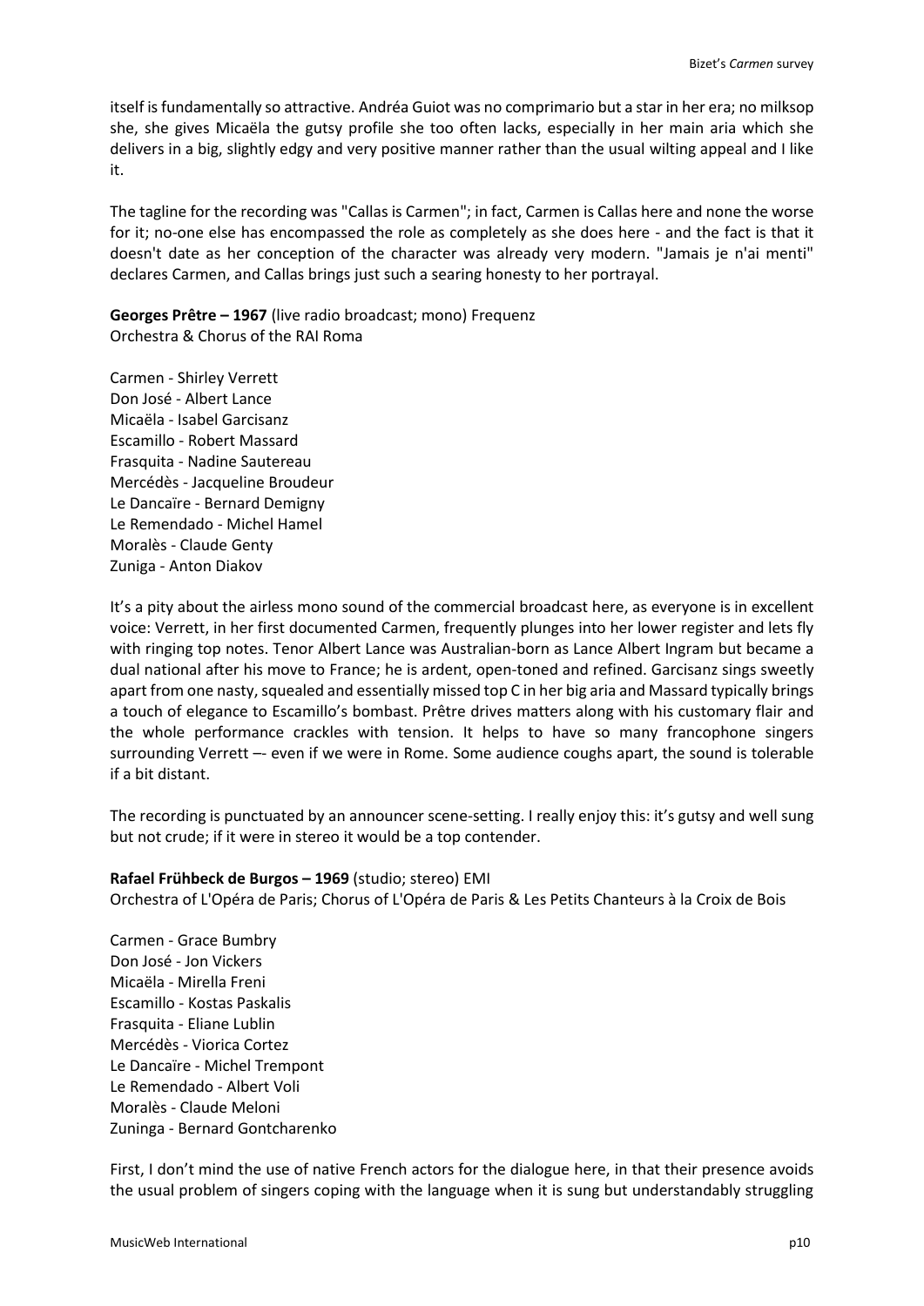itself is fundamentally so attractive. Andréa Guiot was no comprimario but a star in her era; no milksop she, she gives Micaëla the gutsy profile she too often lacks, especially in her main aria which she delivers in a big, slightly edgy and very positive manner rather than the usual wilting appeal and I like it.

The tagline for the recording was "Callas is Carmen"; in fact, Carmen is Callas here and none the worse for it; no-one else has encompassed the role as completely as she does here - and the fact is that it doesn't date as her conception of the character was already very modern. "Jamais je n'ai menti" declares Carmen, and Callas brings just such a searing honesty to her portrayal.

**Georges Prêtre – 1967** (live radio broadcast; mono) Frequenz
Orchestra & Chorus of the RAI Roma

Carmen - Shirley Verrett
Don José - Albert Lance
Micaëla - Isabel Garcisanz
Escamillo - Robert Massard
Frasquita - Nadine Sautereau
Mercédès - Jacqueline Broudeur
Le Dancaïre - Bernard Demigny
Le Remendado - Michel Hamel
Moralès - Claude Genty
Zuniga - Anton Diakov

It's a pity about the airless mono sound of the commercial broadcast here, as everyone is in excellent voice: Verrett, in her first documented Carmen, frequently plunges into her lower register and lets fly with ringing top notes. Tenor Albert Lance was Australian-born as Lance Albert Ingram but became a dual national after his move to France; he is ardent, open-toned and refined. Garcisanz sings sweetly apart from one nasty, squealed and essentially missed top C in her big aria and Massard typically brings a touch of elegance to Escamillo's bombast. Prêtre drives matters along with his customary flair and the whole performance crackles with tension. It helps to have so many francophone singers surrounding Verrett –- even if we were in Rome. Some audience coughs apart, the sound is tolerable if a bit distant.

The recording is punctuated by an announcer scene-setting. I really enjoy this: it's gutsy and well sung but not crude; if it were in stereo it would be a top contender.

**Rafael Frühbeck de Burgos – 1969** (studio; stereo) EMI
Orchestra of L'Opéra de Paris; Chorus of L'Opéra de Paris & Les Petits Chanteurs à la Croix de Bois

Carmen - Grace Bumbry
Don José - Jon Vickers
Micaëla - Mirella Freni
Escamillo - Kostas Paskalis
Frasquita - Eliane Lublin
Mercédès - Viorica Cortez
Le Dancaïre - Michel Trempont
Le Remendado - Albert Voli
Moralès - Claude Meloni
Zuninga - Bernard Gontcharenko

First, I don't mind the use of native French actors for the dialogue here, in that their presence avoids the usual problem of singers coping with the language when it is sung but understandably struggling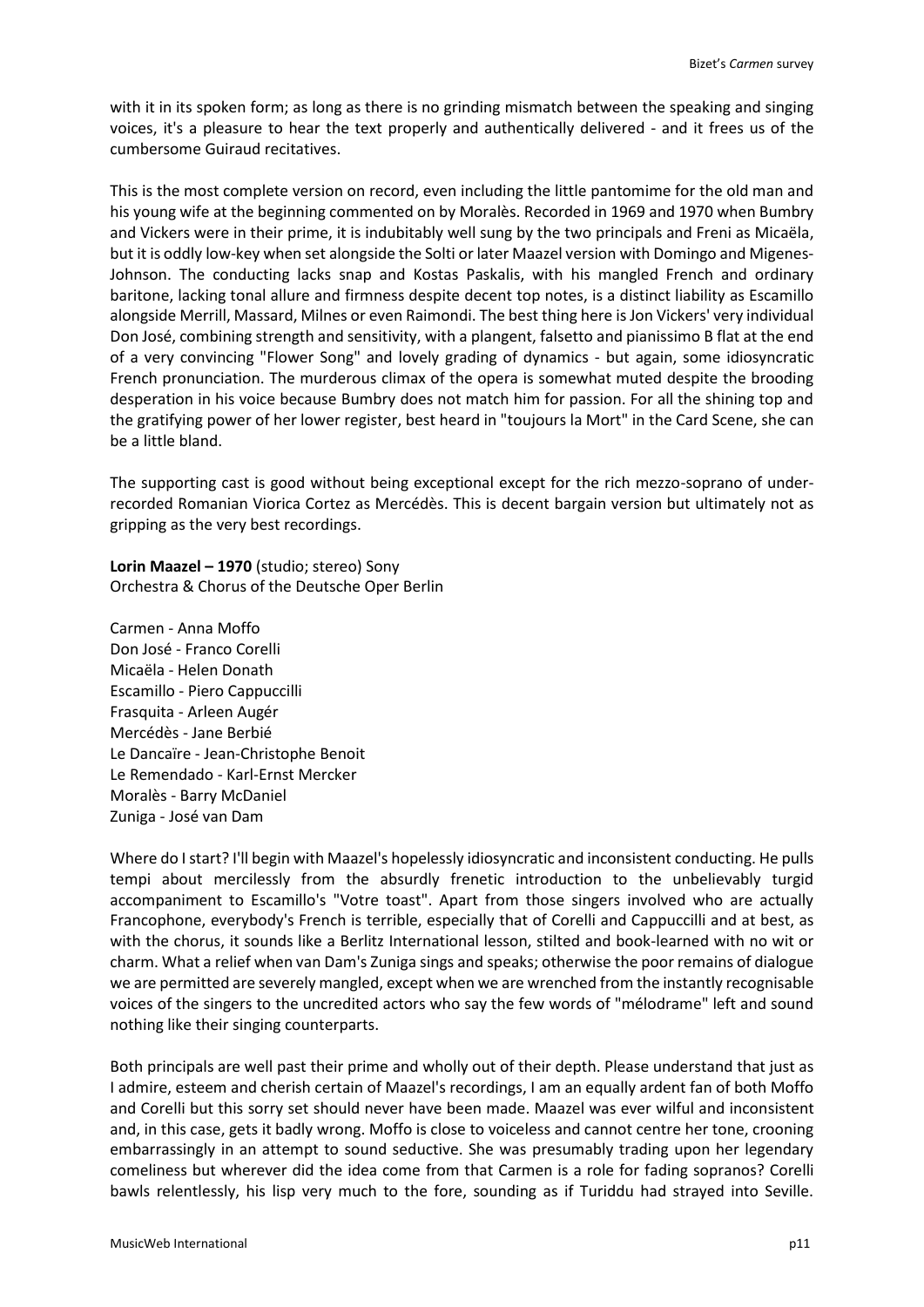with it in its spoken form; as long as there is no grinding mismatch between the speaking and singing voices, it's a pleasure to hear the text properly and authentically delivered - and it frees us of the cumbersome Guiraud recitatives.

This is the most complete version on record, even including the little pantomime for the old man and his young wife at the beginning commented on by Moralès. Recorded in 1969 and 1970 when Bumbry and Vickers were in their prime, it is indubitably well sung by the two principals and Freni as Micaëla, but it is oddly low-key when set alongside the Solti or later Maazel version with Domingo and Migenes-Johnson. The conducting lacks snap and Kostas Paskalis, with his mangled French and ordinary baritone, lacking tonal allure and firmness despite decent top notes, is a distinct liability as Escamillo alongside Merrill, Massard, Milnes or even Raimondi. The best thing here is Jon Vickers' very individual Don José, combining strength and sensitivity, with a plangent, falsetto and pianissimo B flat at the end of a very convincing "Flower Song" and lovely grading of dynamics - but again, some idiosyncratic French pronunciation. The murderous climax of the opera is somewhat muted despite the brooding desperation in his voice because Bumbry does not match him for passion. For all the shining top and the gratifying power of her lower register, best heard in "toujours la Mort" in the Card Scene, she can be a little bland.

The supporting cast is good without being exceptional except for the rich mezzo-soprano of under-recorded Romanian Viorica Cortez as Mercédès. This is decent bargain version but ultimately not as gripping as the very best recordings.

**Lorin Maazel – 1970** (studio; stereo) Sony
Orchestra & Chorus of the Deutsche Oper Berlin

Carmen - Anna Moffo
Don José - Franco Corelli
Micaëla - Helen Donath
Escamillo - Piero Cappuccilli
Frasquita - Arleen Augér
Mercédès - Jane Berbié
Le Dancaïre - Jean-Christophe Benoit
Le Remendado - Karl-Ernst Mercker
Moralès - Barry McDaniel
Zuniga - José van Dam

Where do I start? I'll begin with Maazel's hopelessly idiosyncratic and inconsistent conducting. He pulls tempi about mercilessly from the absurdly frenetic introduction to the unbelievably turgid accompaniment to Escamillo's "Votre toast". Apart from those singers involved who are actually Francophone, everybody's French is terrible, especially that of Corelli and Cappuccilli and at best, as with the chorus, it sounds like a Berlitz International lesson, stilted and book-learned with no wit or charm. What a relief when van Dam's Zuniga sings and speaks; otherwise the poor remains of dialogue we are permitted are severely mangled, except when we are wrenched from the instantly recognisable voices of the singers to the uncredited actors who say the few words of "mélodrame" left and sound nothing like their singing counterparts.

Both principals are well past their prime and wholly out of their depth. Please understand that just as I admire, esteem and cherish certain of Maazel's recordings, I am an equally ardent fan of both Moffo and Corelli but this sorry set should never have been made. Maazel was ever wilful and inconsistent and, in this case, gets it badly wrong. Moffo is close to voiceless and cannot centre her tone, crooning embarrassingly in an attempt to sound seductive. She was presumably trading upon her legendary comeliness but wherever did the idea come from that Carmen is a role for fading sopranos? Corelli bawls relentlessly, his lisp very much to the fore, sounding as if Turiddu had strayed into Seville.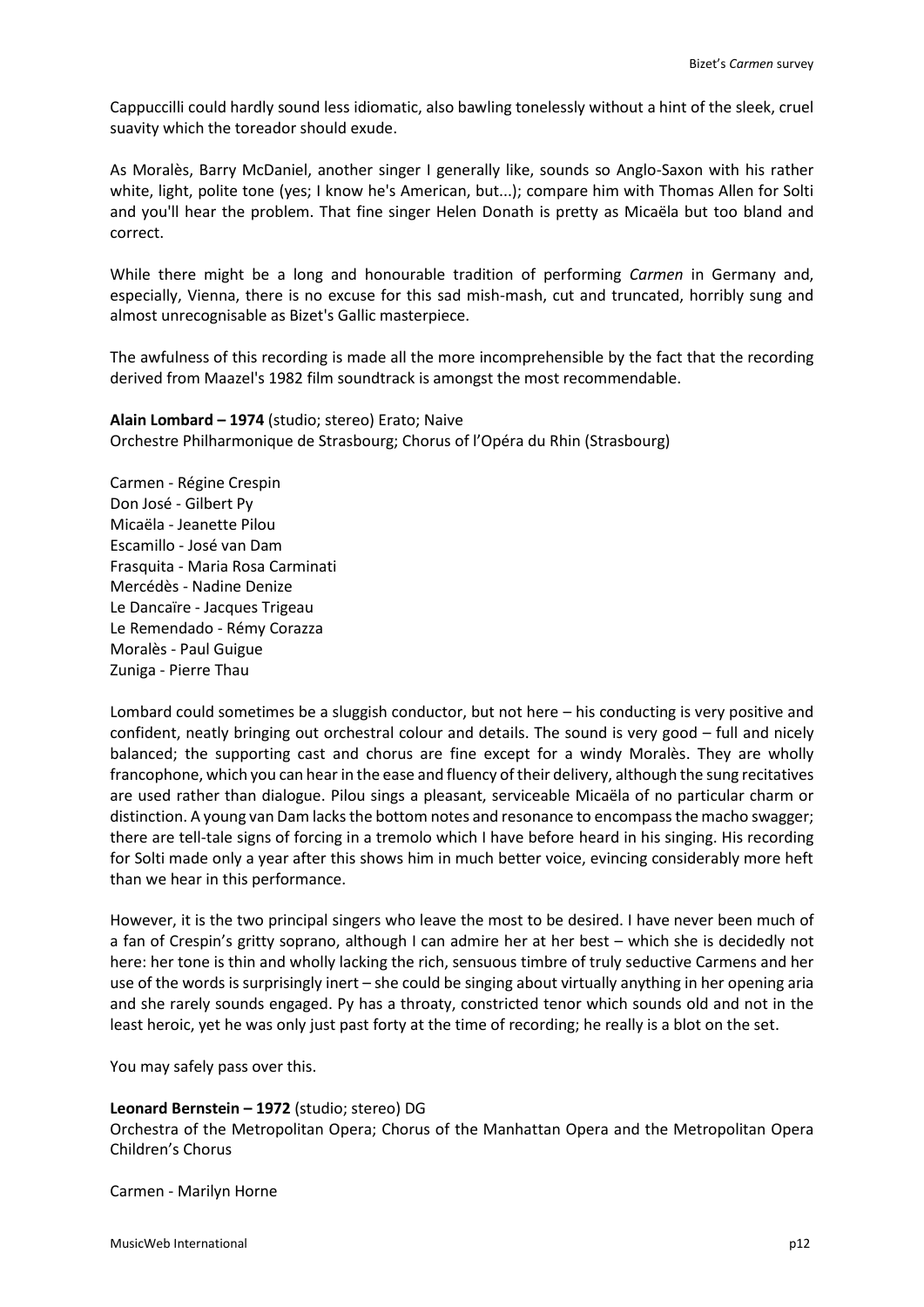Cappuccilli could hardly sound less idiomatic, also bawling tonelessly without a hint of the sleek, cruel suavity which the toreador should exude.

As Moralès, Barry McDaniel, another singer I generally like, sounds so Anglo-Saxon with his rather white, light, polite tone (yes; I know he's American, but...); compare him with Thomas Allen for Solti and you'll hear the problem. That fine singer Helen Donath is pretty as Micaëla but too bland and correct.

While there might be a long and honourable tradition of performing *Carmen* in Germany and, especially, Vienna, there is no excuse for this sad mish-mash, cut and truncated, horribly sung and almost unrecognisable as Bizet's Gallic masterpiece.

The awfulness of this recording is made all the more incomprehensible by the fact that the recording derived from Maazel's 1982 film soundtrack is amongst the most recommendable.

**Alain Lombard – 1974** (studio; stereo) Erato; Naive
Orchestre Philharmonique de Strasbourg; Chorus of l'Opéra du Rhin (Strasbourg)

Carmen - Régine Crespin
Don José - Gilbert Py
Micaëla - Jeanette Pilou
Escamillo - José van Dam
Frasquita - Maria Rosa Carminati
Mercédès - Nadine Denize
Le Dancaïre - Jacques Trigeau
Le Remendado - Rémy Corazza
Moralès - Paul Guigue
Zuniga - Pierre Thau

Lombard could sometimes be a sluggish conductor, but not here – his conducting is very positive and confident, neatly bringing out orchestral colour and details. The sound is very good – full and nicely balanced; the supporting cast and chorus are fine except for a windy Moralès. They are wholly francophone, which you can hear in the ease and fluency of their delivery, although the sung recitatives are used rather than dialogue. Pilou sings a pleasant, serviceable Micaëla of no particular charm or distinction. A young van Dam lacks the bottom notes and resonance to encompass the macho swagger; there are tell-tale signs of forcing in a tremolo which I have before heard in his singing. His recording for Solti made only a year after this shows him in much better voice, evincing considerably more heft than we hear in this performance.

However, it is the two principal singers who leave the most to be desired. I have never been much of a fan of Crespin's gritty soprano, although I can admire her at her best – which she is decidedly not here: her tone is thin and wholly lacking the rich, sensuous timbre of truly seductive Carmens and her use of the words is surprisingly inert – she could be singing about virtually anything in her opening aria and she rarely sounds engaged. Py has a throaty, constricted tenor which sounds old and not in the least heroic, yet he was only just past forty at the time of recording; he really is a blot on the set.

You may safely pass over this.

**Leonard Bernstein – 1972** (studio; stereo) DG
Orchestra of the Metropolitan Opera; Chorus of the Manhattan Opera and the Metropolitan Opera Children's Chorus

Carmen - Marilyn Horne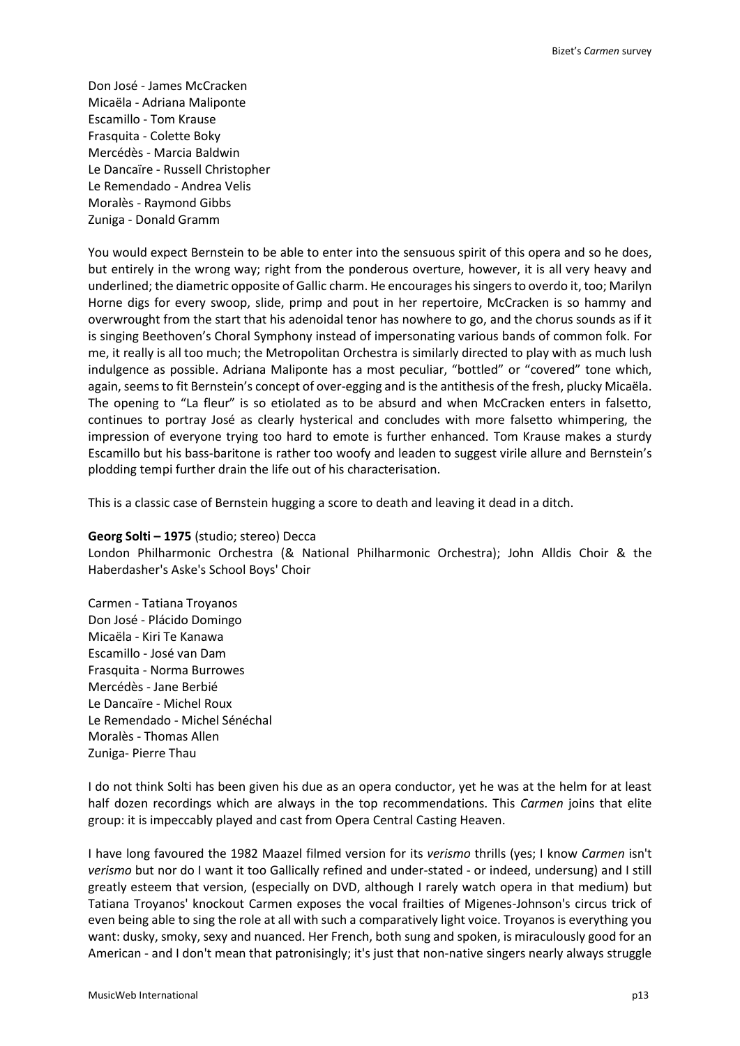Don José - James McCracken
Micaëla - Adriana Maliponte
Escamillo - Tom Krause
Frasquita - Colette Boky
Mercédès - Marcia Baldwin
Le Dancaïre - Russell Christopher
Le Remendado - Andrea Velis
Moralès - Raymond Gibbs
Zuniga - Donald Gramm

You would expect Bernstein to be able to enter into the sensuous spirit of this opera and so he does, but entirely in the wrong way; right from the ponderous overture, however, it is all very heavy and underlined; the diametric opposite of Gallic charm. He encourages his singers to overdo it, too; Marilyn Horne digs for every swoop, slide, primp and pout in her repertoire, McCracken is so hammy and overwrought from the start that his adenoidal tenor has nowhere to go, and the chorus sounds as if it is singing Beethoven's Choral Symphony instead of impersonating various bands of common folk. For me, it really is all too much; the Metropolitan Orchestra is similarly directed to play with as much lush indulgence as possible. Adriana Maliponte has a most peculiar, "bottled" or "covered" tone which, again, seems to fit Bernstein's concept of over-egging and is the antithesis of the fresh, plucky Micaëla. The opening to "La fleur" is so etiolated as to be absurd and when McCracken enters in falsetto, continues to portray José as clearly hysterical and concludes with more falsetto whimpering, the impression of everyone trying too hard to emote is further enhanced. Tom Krause makes a sturdy Escamillo but his bass-baritone is rather too woofy and leaden to suggest virile allure and Bernstein's plodding tempi further drain the life out of his characterisation.

This is a classic case of Bernstein hugging a score to death and leaving it dead in a ditch.

**Georg Solti – 1975** (studio; stereo) Decca
London Philharmonic Orchestra (& National Philharmonic Orchestra); John Alldis Choir & the Haberdasher's Aske's School Boys' Choir

Carmen - Tatiana Troyanos
Don José - Plácido Domingo
Micaëla - Kiri Te Kanawa
Escamillo - José van Dam
Frasquita - Norma Burrowes
Mercédès - Jane Berbié
Le Dancaïre - Michel Roux
Le Remendado - Michel Sénéchal
Moralès - Thomas Allen
Zuniga- Pierre Thau

I do not think Solti has been given his due as an opera conductor, yet he was at the helm for at least half dozen recordings which are always in the top recommendations. This *Carmen* joins that elite group: it is impeccably played and cast from Opera Central Casting Heaven.

I have long favoured the 1982 Maazel filmed version for its *verismo* thrills (yes; I know *Carmen* isn't *verismo* but nor do I want it too Gallically refined and under-stated - or indeed, undersung) and I still greatly esteem that version, (especially on DVD, although I rarely watch opera in that medium) but Tatiana Troyanos' knockout Carmen exposes the vocal frailties of Migenes-Johnson's circus trick of even being able to sing the role at all with such a comparatively light voice. Troyanos is everything you want: dusky, smoky, sexy and nuanced. Her French, both sung and spoken, is miraculously good for an American - and I don't mean that patronisingly; it's just that non-native singers nearly always struggle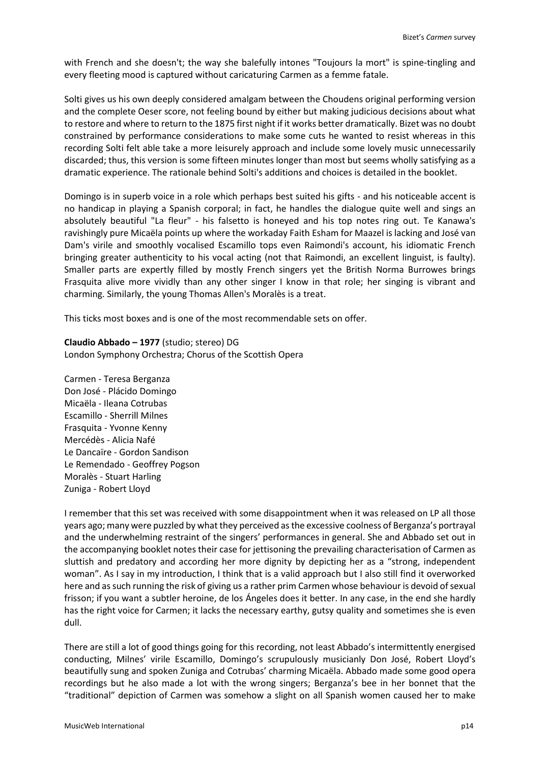with French and she doesn't; the way she balefully intones "Toujours la mort" is spine-tingling and every fleeting mood is captured without caricaturing Carmen as a femme fatale.

Solti gives us his own deeply considered amalgam between the Choudens original performing version and the complete Oeser score, not feeling bound by either but making judicious decisions about what to restore and where to return to the 1875 first night if it works better dramatically. Bizet was no doubt constrained by performance considerations to make some cuts he wanted to resist whereas in this recording Solti felt able take a more leisurely approach and include some lovely music unnecessarily discarded; thus, this version is some fifteen minutes longer than most but seems wholly satisfying as a dramatic experience. The rationale behind Solti's additions and choices is detailed in the booklet.

Domingo is in superb voice in a role which perhaps best suited his gifts - and his noticeable accent is no handicap in playing a Spanish corporal; in fact, he handles the dialogue quite well and sings an absolutely beautiful "La fleur" - his falsetto is honeyed and his top notes ring out. Te Kanawa's ravishingly pure Micaëla points up where the workaday Faith Esham for Maazel is lacking and José van Dam's virile and smoothly vocalised Escamillo tops even Raimondi's account, his idiomatic French bringing greater authenticity to his vocal acting (not that Raimondi, an excellent linguist, is faulty). Smaller parts are expertly filled by mostly French singers yet the British Norma Burrowes brings Frasquita alive more vividly than any other singer I know in that role; her singing is vibrant and charming. Similarly, the young Thomas Allen's Moralès is a treat.

This ticks most boxes and is one of the most recommendable sets on offer.

**Claudio Abbado – 1977** (studio; stereo) DG
London Symphony Orchestra; Chorus of the Scottish Opera

Carmen - Teresa Berganza
Don José - Plácido Domingo
Micaëla - Ileana Cotrubas
Escamillo - Sherrill Milnes
Frasquita - Yvonne Kenny
Mercédès - Alicia Nafé
Le Dancaïre - Gordon Sandison
Le Remendado - Geoffrey Pogson
Moralès - Stuart Harling
Zuniga - Robert Lloyd

I remember that this set was received with some disappointment when it was released on LP all those years ago; many were puzzled by what they perceived as the excessive coolness of Berganza's portrayal and the underwhelming restraint of the singers' performances in general. She and Abbado set out in the accompanying booklet notes their case for jettisoning the prevailing characterisation of Carmen as sluttish and predatory and according her more dignity by depicting her as a "strong, independent woman". As I say in my introduction, I think that is a valid approach but I also still find it overworked here and as such running the risk of giving us a rather prim Carmen whose behaviour is devoid of sexual frisson; if you want a subtler heroine, de los Ángeles does it better. In any case, in the end she hardly has the right voice for Carmen; it lacks the necessary earthy, gutsy quality and sometimes she is even dull.

There are still a lot of good things going for this recording, not least Abbado's intermittently energised conducting, Milnes' virile Escamillo, Domingo's scrupulously musicianly Don José, Robert Lloyd's beautifully sung and spoken Zuniga and Cotrubas' charming Micaëla. Abbado made some good opera recordings but he also made a lot with the wrong singers; Berganza's bee in her bonnet that the "traditional" depiction of Carmen was somehow a slight on all Spanish women caused her to make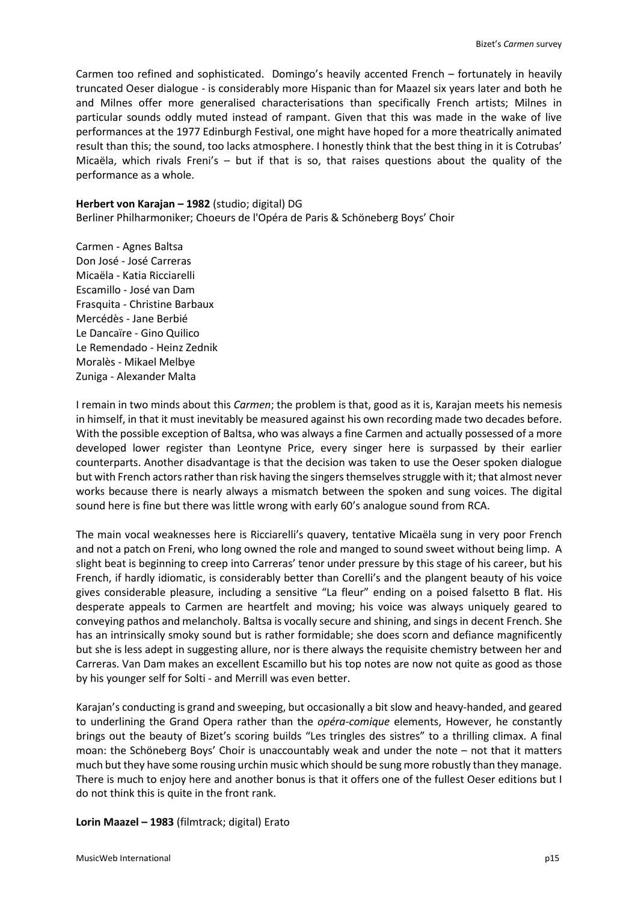Carmen too refined and sophisticated. Domingo's heavily accented French – fortunately in heavily truncated Oeser dialogue - is considerably more Hispanic than for Maazel six years later and both he and Milnes offer more generalised characterisations than specifically French artists; Milnes in particular sounds oddly muted instead of rampant. Given that this was made in the wake of live performances at the 1977 Edinburgh Festival, one might have hoped for a more theatrically animated result than this; the sound, too lacks atmosphere. I honestly think that the best thing in it is Cotrubas' Micaëla, which rivals Freni's – but if that is so, that raises questions about the quality of the performance as a whole.

**Herbert von Karajan – 1982** (studio; digital) DG
Berliner Philharmoniker; Choeurs de l'Opéra de Paris & Schöneberg Boys' Choir

Carmen - Agnes Baltsa
Don José - José Carreras
Micaëla - Katia Ricciarelli
Escamillo - José van Dam
Frasquita - Christine Barbaux
Mercédès - Jane Berbié
Le Dancaïre - Gino Quilico
Le Remendado - Heinz Zednik
Moralès - Mikael Melbye
Zuniga - Alexander Malta

I remain in two minds about this *Carmen*; the problem is that, good as it is, Karajan meets his nemesis in himself, in that it must inevitably be measured against his own recording made two decades before. With the possible exception of Baltsa, who was always a fine Carmen and actually possessed of a more developed lower register than Leontyne Price, every singer here is surpassed by their earlier counterparts. Another disadvantage is that the decision was taken to use the Oeser spoken dialogue but with French actors rather than risk having the singers themselves struggle with it; that almost never works because there is nearly always a mismatch between the spoken and sung voices. The digital sound here is fine but there was little wrong with early 60's analogue sound from RCA.

The main vocal weaknesses here is Ricciarelli's quavery, tentative Micaëla sung in very poor French and not a patch on Freni, who long owned the role and manged to sound sweet without being limp. A slight beat is beginning to creep into Carreras' tenor under pressure by this stage of his career, but his French, if hardly idiomatic, is considerably better than Corelli's and the plangent beauty of his voice gives considerable pleasure, including a sensitive "La fleur" ending on a poised falsetto B flat. His desperate appeals to Carmen are heartfelt and moving; his voice was always uniquely geared to conveying pathos and melancholy. Baltsa is vocally secure and shining, and sings in decent French. She has an intrinsically smoky sound but is rather formidable; she does scorn and defiance magnificently but she is less adept in suggesting allure, nor is there always the requisite chemistry between her and Carreras. Van Dam makes an excellent Escamillo but his top notes are now not quite as good as those by his younger self for Solti - and Merrill was even better.

Karajan's conducting is grand and sweeping, but occasionally a bit slow and heavy-handed, and geared to underlining the Grand Opera rather than the *opéra-comique* elements, However, he constantly brings out the beauty of Bizet's scoring builds "Les tringles des sistres" to a thrilling climax. A final moan: the Schöneberg Boys' Choir is unaccountably weak and under the note – not that it matters much but they have some rousing urchin music which should be sung more robustly than they manage. There is much to enjoy here and another bonus is that it offers one of the fullest Oeser editions but I do not think this is quite in the front rank.

**Lorin Maazel – 1983** (filmtrack; digital) Erato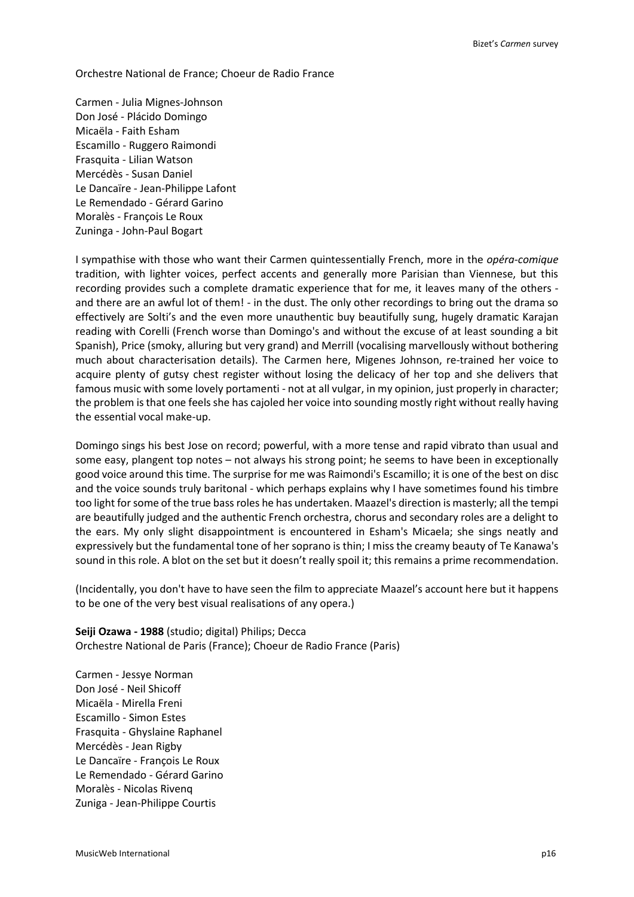Orchestre National de France; Choeur de Radio France

Carmen - Julia Mignes-Johnson
Don José - Plácido Domingo
Micaëla - Faith Esham
Escamillo - Ruggero Raimondi
Frasquita - Lilian Watson
Mercédès - Susan Daniel
Le Dancaïre - Jean-Philippe Lafont
Le Remendado - Gérard Garino
Moralès - François Le Roux
Zuninga - John-Paul Bogart

I sympathise with those who want their Carmen quintessentially French, more in the *opéra-comique* tradition, with lighter voices, perfect accents and generally more Parisian than Viennese, but this recording provides such a complete dramatic experience that for me, it leaves many of the others - and there are an awful lot of them! - in the dust. The only other recordings to bring out the drama so effectively are Solti's and the even more unauthentic buy beautifully sung, hugely dramatic Karajan reading with Corelli (French worse than Domingo's and without the excuse of at least sounding a bit Spanish), Price (smoky, alluring but very grand) and Merrill (vocalising marvellously without bothering much about characterisation details). The Carmen here, Migenes Johnson, re-trained her voice to acquire plenty of gutsy chest register without losing the delicacy of her top and she delivers that famous music with some lovely portamenti - not at all vulgar, in my opinion, just properly in character; the problem is that one feels she has cajoled her voice into sounding mostly right without really having the essential vocal make-up.

Domingo sings his best Jose on record; powerful, with a more tense and rapid vibrato than usual and some easy, plangent top notes – not always his strong point; he seems to have been in exceptionally good voice around this time. The surprise for me was Raimondi's Escamillo; it is one of the best on disc and the voice sounds truly baritonal - which perhaps explains why I have sometimes found his timbre too light for some of the true bass roles he has undertaken. Maazel's direction is masterly; all the tempi are beautifully judged and the authentic French orchestra, chorus and secondary roles are a delight to the ears. My only slight disappointment is encountered in Esham's Micaela; she sings neatly and expressively but the fundamental tone of her soprano is thin; I miss the creamy beauty of Te Kanawa's sound in this role. A blot on the set but it doesn't really spoil it; this remains a prime recommendation.

(Incidentally, you don't have to have seen the film to appreciate Maazel's account here but it happens to be one of the very best visual realisations of any opera.)

**Seiji Ozawa - 1988** (studio; digital) Philips; Decca
Orchestre National de Paris (France); Choeur de Radio France (Paris)

Carmen - Jessye Norman
Don José - Neil Shicoff
Micaëla - Mirella Freni
Escamillo - Simon Estes
Frasquita - Ghyslaine Raphanel
Mercédès - Jean Rigby
Le Dancaïre - François Le Roux
Le Remendado - Gérard Garino
Moralès - Nicolas Rivenq
Zuniga - Jean-Philippe Courtis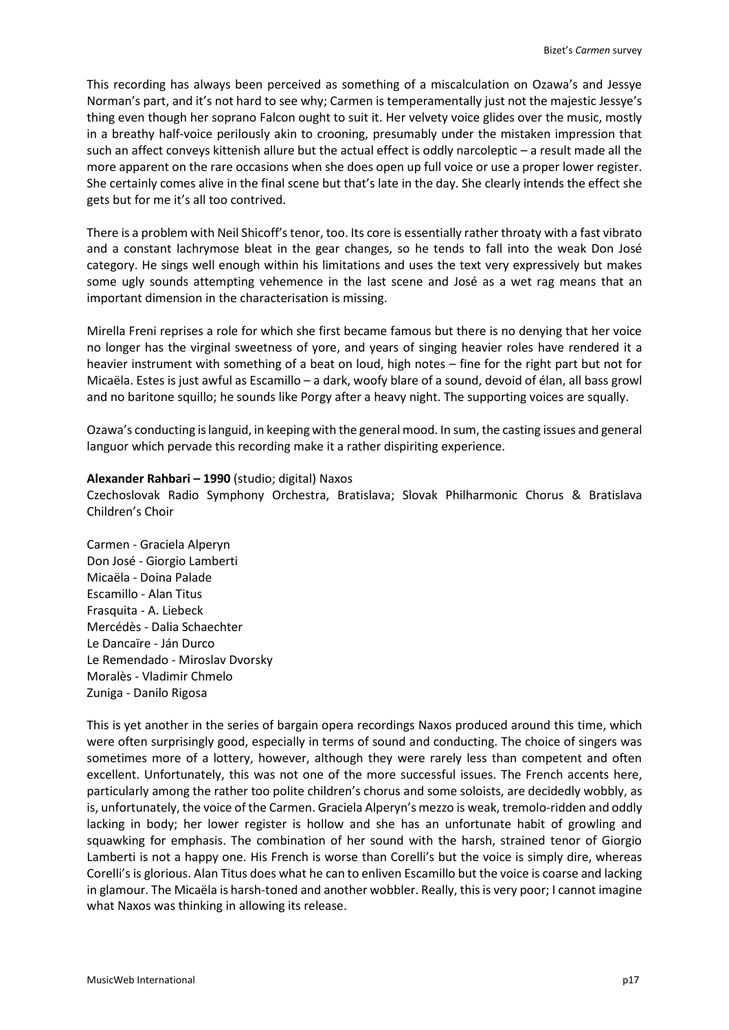This recording has always been perceived as something of a miscalculation on Ozawa's and Jessye Norman's part, and it's not hard to see why; Carmen is temperamentally just not the majestic Jessye's thing even though her soprano Falcon ought to suit it. Her velvety voice glides over the music, mostly in a breathy half-voice perilously akin to crooning, presumably under the mistaken impression that such an affect conveys kittenish allure but the actual effect is oddly narcoleptic – a result made all the more apparent on the rare occasions when she does open up full voice or use a proper lower register. She certainly comes alive in the final scene but that's late in the day. She clearly intends the effect she gets but for me it's all too contrived.

There is a problem with Neil Shicoff's tenor, too. Its core is essentially rather throaty with a fast vibrato and a constant lachrymose bleat in the gear changes, so he tends to fall into the weak Don José category. He sings well enough within his limitations and uses the text very expressively but makes some ugly sounds attempting vehemence in the last scene and José as a wet rag means that an important dimension in the characterisation is missing.

Mirella Freni reprises a role for which she first became famous but there is no denying that her voice no longer has the virginal sweetness of yore, and years of singing heavier roles have rendered it a heavier instrument with something of a beat on loud, high notes – fine for the right part but not for Micaëla. Estes is just awful as Escamillo – a dark, woofy blare of a sound, devoid of élan, all bass growl and no baritone squillo; he sounds like Porgy after a heavy night. The supporting voices are squally.

Ozawa's conducting is languid, in keeping with the general mood. In sum, the casting issues and general languor which pervade this recording make it a rather dispiriting experience.

**Alexander Rahbari – 1990** (studio; digital) Naxos
Czechoslovak Radio Symphony Orchestra, Bratislava; Slovak Philharmonic Chorus & Bratislava Children's Choir

Carmen - Graciela Alperyn
Don José - Giorgio Lamberti
Micaëla - Doina Palade
Escamillo - Alan Titus
Frasquita - A. Liebeck
Mercédès - Dalia Schaechter
Le Dancaïre - Ján Durco
Le Remendado - Miroslav Dvorsky
Moralès - Vladimir Chmelo
Zuniga - Danilo Rigosa

This is yet another in the series of bargain opera recordings Naxos produced around this time, which were often surprisingly good, especially in terms of sound and conducting. The choice of singers was sometimes more of a lottery, however, although they were rarely less than competent and often excellent. Unfortunately, this was not one of the more successful issues. The French accents here, particularly among the rather too polite children's chorus and some soloists, are decidedly wobbly, as is, unfortunately, the voice of the Carmen. Graciela Alperyn's mezzo is weak, tremolo-ridden and oddly lacking in body; her lower register is hollow and she has an unfortunate habit of growling and squawking for emphasis. The combination of her sound with the harsh, strained tenor of Giorgio Lamberti is not a happy one. His French is worse than Corelli's but the voice is simply dire, whereas Corelli's is glorious. Alan Titus does what he can to enliven Escamillo but the voice is coarse and lacking in glamour. The Micaëla is harsh-toned and another wobbler. Really, this is very poor; I cannot imagine what Naxos was thinking in allowing its release.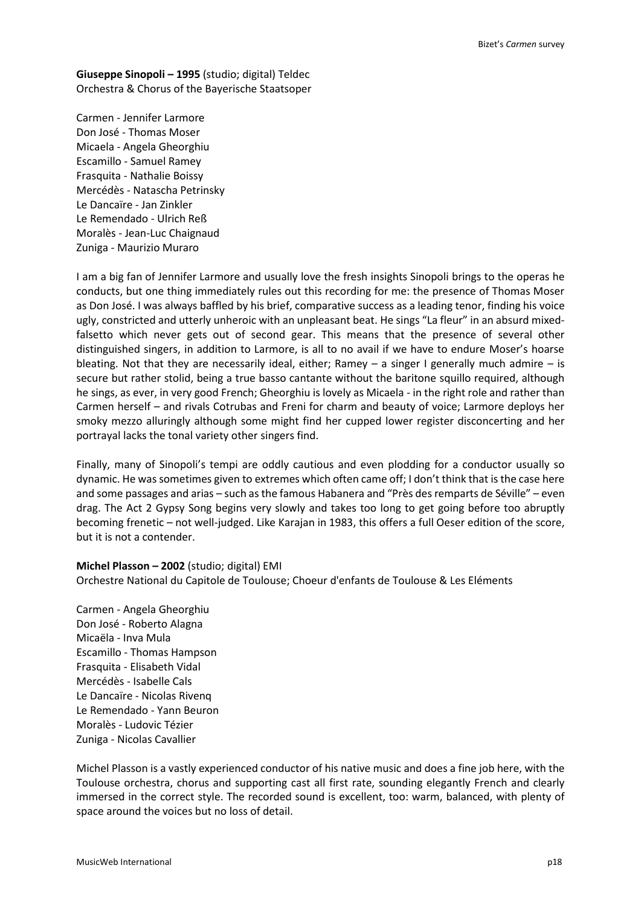**Giuseppe Sinopoli – 1995** (studio; digital) Teldec
Orchestra & Chorus of the Bayerische Staatsoper

Carmen - Jennifer Larmore
Don José - Thomas Moser
Micaela - Angela Gheorghiu
Escamillo - Samuel Ramey
Frasquita - Nathalie Boissy
Mercédès - Natascha Petrinsky
Le Dancaïre - Jan Zinkler
Le Remendado - Ulrich Reß
Moralès - Jean-Luc Chaignaud
Zuniga - Maurizio Muraro

I am a big fan of Jennifer Larmore and usually love the fresh insights Sinopoli brings to the operas he conducts, but one thing immediately rules out this recording for me: the presence of Thomas Moser as Don José. I was always baffled by his brief, comparative success as a leading tenor, finding his voice ugly, constricted and utterly unheroic with an unpleasant beat. He sings "La fleur" in an absurd mixed-falsetto which never gets out of second gear. This means that the presence of several other distinguished singers, in addition to Larmore, is all to no avail if we have to endure Moser's hoarse bleating. Not that they are necessarily ideal, either; Ramey – a singer I generally much admire – is secure but rather stolid, being a true basso cantante without the baritone squillo required, although he sings, as ever, in very good French; Gheorghiu is lovely as Micaela - in the right role and rather than Carmen herself – and rivals Cotrubas and Freni for charm and beauty of voice; Larmore deploys her smoky mezzo alluringly although some might find her cupped lower register disconcerting and her portrayal lacks the tonal variety other singers find.

Finally, many of Sinopoli's tempi are oddly cautious and even plodding for a conductor usually so dynamic. He was sometimes given to extremes which often came off; I don't think that is the case here and some passages and arias – such as the famous Habanera and "Près des remparts de Séville" – even drag. The Act 2 Gypsy Song begins very slowly and takes too long to get going before too abruptly becoming frenetic – not well-judged. Like Karajan in 1983, this offers a full Oeser edition of the score, but it is not a contender.

**Michel Plasson – 2002** (studio; digital) EMI
Orchestre National du Capitole de Toulouse; Choeur d'enfants de Toulouse & Les Eléments

Carmen - Angela Gheorghiu
Don José - Roberto Alagna
Micaëla - Inva Mula
Escamillo - Thomas Hampson
Frasquita - Elisabeth Vidal
Mercédès - Isabelle Cals
Le Dancaïre - Nicolas Rivenq
Le Remendado - Yann Beuron
Moralès - Ludovic Tézier
Zuniga - Nicolas Cavallier

Michel Plasson is a vastly experienced conductor of his native music and does a fine job here, with the Toulouse orchestra, chorus and supporting cast all first rate, sounding elegantly French and clearly immersed in the correct style. The recorded sound is excellent, too: warm, balanced, with plenty of space around the voices but no loss of detail.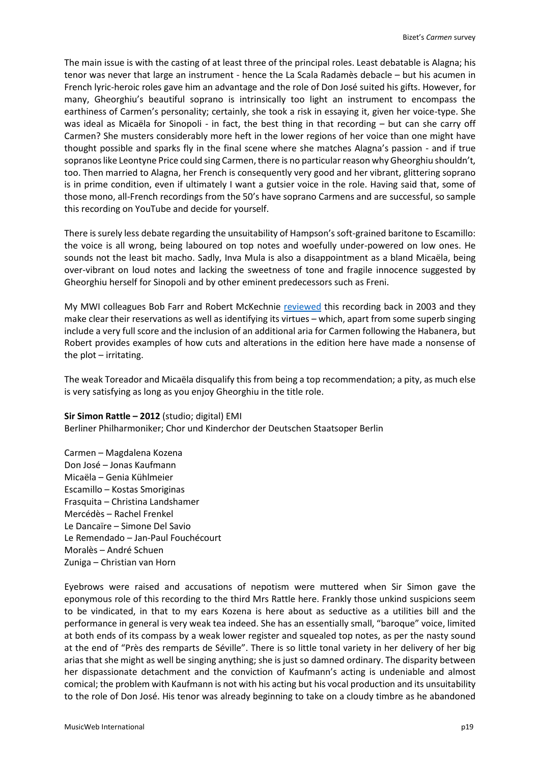The main issue is with the casting of at least three of the principal roles. Least debatable is Alagna; his tenor was never that large an instrument - hence the La Scala Radamès debacle – but his acumen in French lyric-heroic roles gave him an advantage and the role of Don José suited his gifts. However, for many, Gheorghiu's beautiful soprano is intrinsically too light an instrument to encompass the earthiness of Carmen's personality; certainly, she took a risk in essaying it, given her voice-type. She was ideal as Micaëla for Sinopoli - in fact, the best thing in that recording – but can she carry off Carmen? She musters considerably more heft in the lower regions of her voice than one might have thought possible and sparks fly in the final scene where she matches Alagna's passion - and if true sopranos like Leontyne Price could sing Carmen, there is no particular reason why Gheorghiu shouldn't, too. Then married to Alagna, her French is consequently very good and her vibrant, glittering soprano is in prime condition, even if ultimately I want a gutsier voice in the role. Having said that, some of those mono, all-French recordings from the 50's have soprano Carmens and are successful, so sample this recording on YouTube and decide for yourself.

There is surely less debate regarding the unsuitability of Hampson's soft-grained baritone to Escamillo: the voice is all wrong, being laboured on top notes and woefully under-powered on low ones. He sounds not the least bit macho. Sadly, Inva Mula is also a disappointment as a bland Micaëla, being over-vibrant on loud notes and lacking the sweetness of tone and fragile innocence suggested by Gheorghiu herself for Sinopoli and by other eminent predecessors such as Freni.

My MWI colleagues Bob Farr and Robert McKechnie reviewed this recording back in 2003 and they make clear their reservations as well as identifying its virtues – which, apart from some superb singing include a very full score and the inclusion of an additional aria for Carmen following the Habanera, but Robert provides examples of how cuts and alterations in the edition here have made a nonsense of the plot – irritating.

The weak Toreador and Micaëla disqualify this from being a top recommendation; a pity, as much else is very satisfying as long as you enjoy Gheorghiu in the title role.

**Sir Simon Rattle – 2012** (studio; digital) EMI
Berliner Philharmoniker; Chor und Kinderchor der Deutschen Staatsoper Berlin

Carmen – Magdalena Kozena
Don José – Jonas Kaufmann
Micaëla – Genia Kühlmeier
Escamillo – Kostas Smoriginas
Frasquita – Christina Landshamer
Mercédès – Rachel Frenkel
Le Dancaïre – Simone Del Savio
Le Remendado – Jan-Paul Fouchécourt
Moralès – André Schuen
Zuniga – Christian van Horn

Eyebrows were raised and accusations of nepotism were muttered when Sir Simon gave the eponymous role of this recording to the third Mrs Rattle here. Frankly those unkind suspicions seem to be vindicated, in that to my ears Kozena is here about as seductive as a utilities bill and the performance in general is very weak tea indeed. She has an essentially small, "baroque" voice, limited at both ends of its compass by a weak lower register and squealed top notes, as per the nasty sound at the end of "Près des remparts de Séville". There is so little tonal variety in her delivery of her big arias that she might as well be singing anything; she is just so damned ordinary. The disparity between her dispassionate detachment and the conviction of Kaufmann's acting is undeniable and almost comical; the problem with Kaufmann is not with his acting but his vocal production and its unsuitability to the role of Don José. His tenor was already beginning to take on a cloudy timbre as he abandoned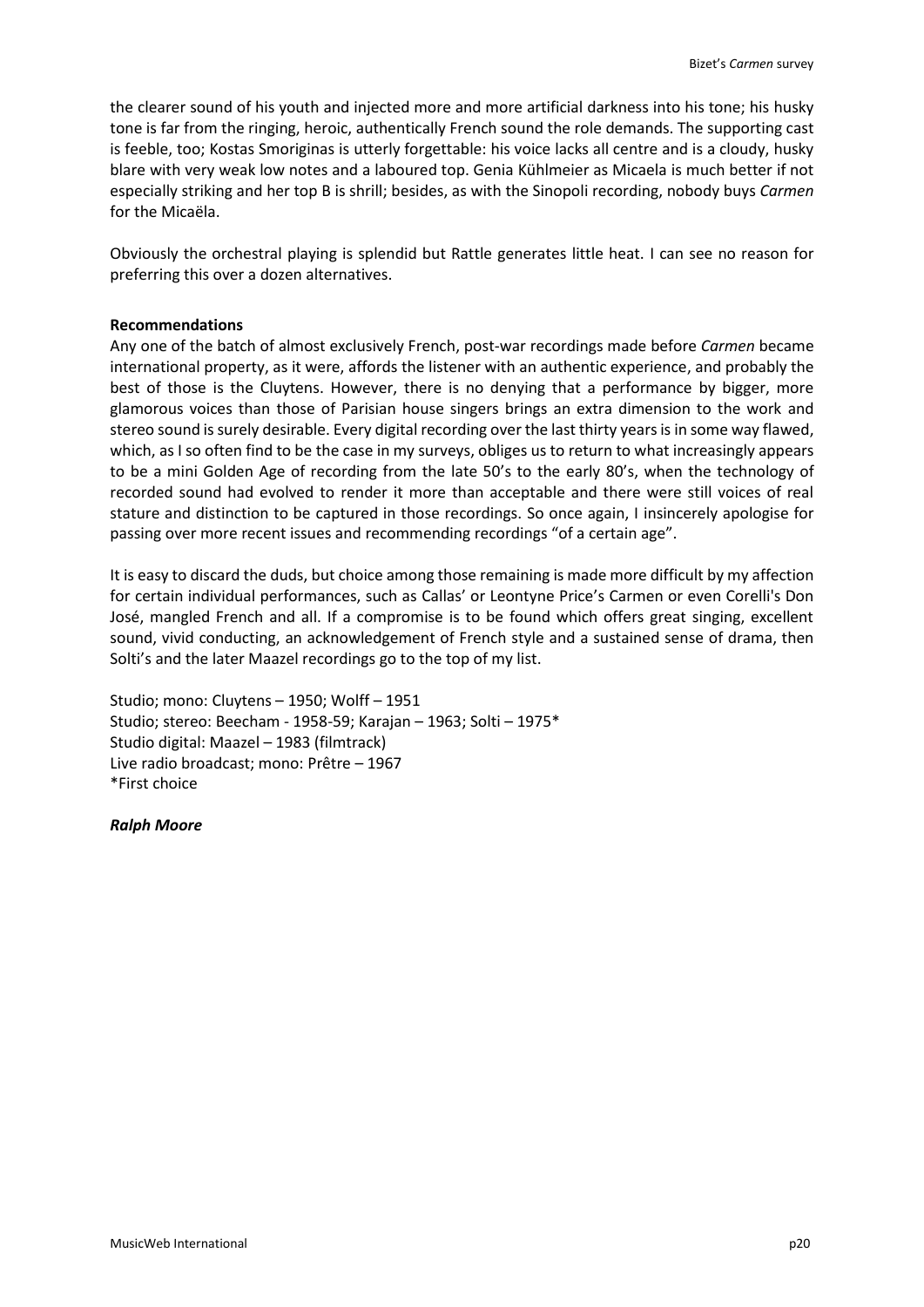the clearer sound of his youth and injected more and more artificial darkness into his tone; his husky tone is far from the ringing, heroic, authentically French sound the role demands. The supporting cast is feeble, too; Kostas Smoriginas is utterly forgettable: his voice lacks all centre and is a cloudy, husky blare with very weak low notes and a laboured top. Genia Kühlmeier as Micaela is much better if not especially striking and her top B is shrill; besides, as with the Sinopoli recording, nobody buys *Carmen* for the Micaëla.

Obviously the orchestral playing is splendid but Rattle generates little heat. I can see no reason for preferring this over a dozen alternatives.

**Recommendations**

Any one of the batch of almost exclusively French, post-war recordings made before *Carmen* became international property, as it were, affords the listener with an authentic experience, and probably the best of those is the Cluytens. However, there is no denying that a performance by bigger, more glamorous voices than those of Parisian house singers brings an extra dimension to the work and stereo sound is surely desirable. Every digital recording over the last thirty years is in some way flawed, which, as I so often find to be the case in my surveys, obliges us to return to what increasingly appears to be a mini Golden Age of recording from the late 50's to the early 80's, when the technology of recorded sound had evolved to render it more than acceptable and there were still voices of real stature and distinction to be captured in those recordings. So once again, I insincerely apologise for passing over more recent issues and recommending recordings "of a certain age".

It is easy to discard the duds, but choice among those remaining is made more difficult by my affection for certain individual performances, such as Callas' or Leontyne Price's Carmen or even Corelli's Don José, mangled French and all. If a compromise is to be found which offers great singing, excellent sound, vivid conducting, an acknowledgement of French style and a sustained sense of drama, then Solti's and the later Maazel recordings go to the top of my list.

Studio; mono: Cluytens – 1950; Wolff – 1951
Studio; stereo: Beecham - 1958-59; Karajan – 1963; Solti – 1975*
Studio digital: Maazel – 1983 (filmtrack)
Live radio broadcast; mono: Prêtre – 1967
*First choice

***Ralph Moore***